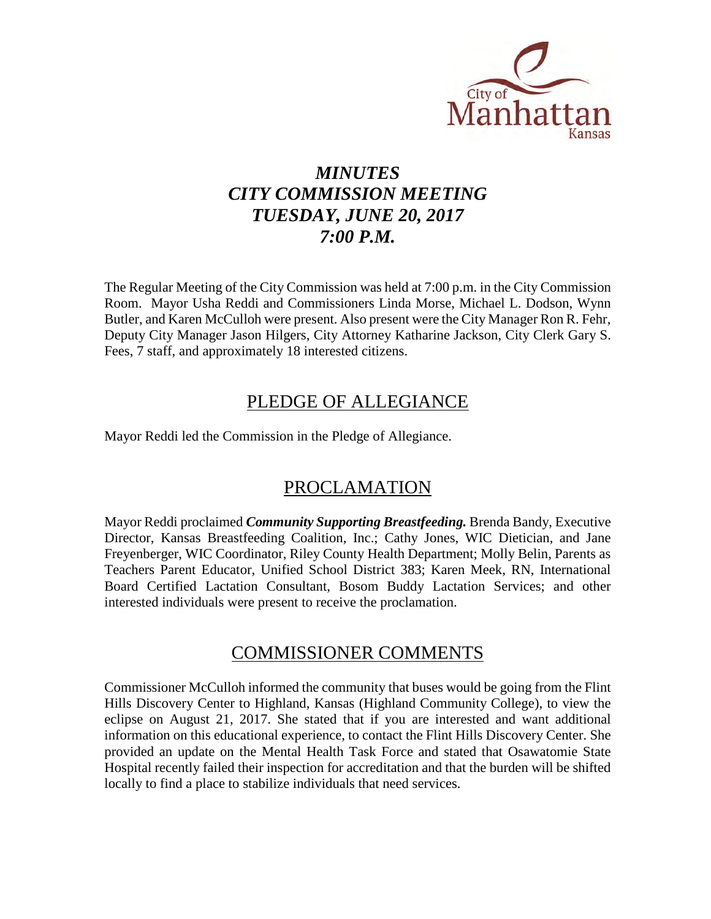# *MINUTES*
# *CITY COMMISSION MEETING*
# *TUESDAY, JUNE 20, 2017*
# *7:00 P.M.*

The Regular Meeting of the City Commission was held at 7:00 p.m. in the City Commission Room. Mayor Usha Reddi and Commissioners Linda Morse, Michael L. Dodson, Wynn Butler, and Karen McCulloh were present. Also present were the City Manager Ron R. Fehr, Deputy City Manager Jason Hilgers, City Attorney Katharine Jackson, City Clerk Gary S. Fees, 7 staff, and approximately 18 interested citizens.

## PLEDGE OF ALLEGIANCE

Mayor Reddi led the Commission in the Pledge of Allegiance.

## PROCLAMATION

Mayor Reddi proclaimed ***Community Supporting Breastfeeding.*** Brenda Bandy, Executive Director, Kansas Breastfeeding Coalition, Inc.; Cathy Jones, WIC Dietician, and Jane Freyenberger, WIC Coordinator, Riley County Health Department; Molly Belin, Parents as Teachers Parent Educator, Unified School District 383; Karen Meek, RN, International Board Certified Lactation Consultant, Bosom Buddy Lactation Services; and other interested individuals were present to receive the proclamation.

## COMMISSIONER COMMENTS

Commissioner McCulloh informed the community that buses would be going from the Flint Hills Discovery Center to Highland, Kansas (Highland Community College), to view the eclipse on August 21, 2017. She stated that if you are interested and want additional information on this educational experience, to contact the Flint Hills Discovery Center. She provided an update on the Mental Health Task Force and stated that Osawatomie State Hospital recently failed their inspection for accreditation and that the burden will be shifted locally to find a place to stabilize individuals that need services.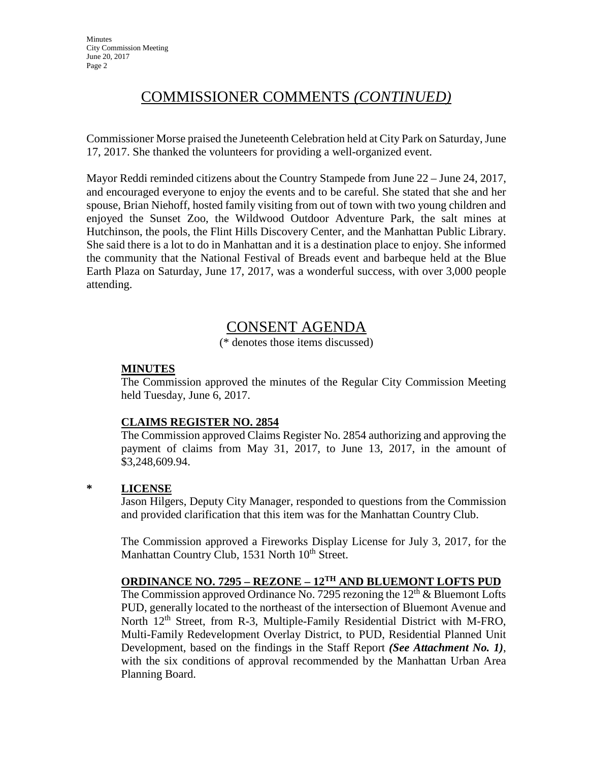# COMMISSIONER COMMENTS *(CONTINUED)*

Commissioner Morse praised the Juneteenth Celebration held at City Park on Saturday, June 17, 2017. She thanked the volunteers for providing a well-organized event.

Mayor Reddi reminded citizens about the Country Stampede from June 22 – June 24, 2017, and encouraged everyone to enjoy the events and to be careful. She stated that she and her spouse, Brian Niehoff, hosted family visiting from out of town with two young children and enjoyed the Sunset Zoo, the Wildwood Outdoor Adventure Park, the salt mines at Hutchinson, the pools, the Flint Hills Discovery Center, and the Manhattan Public Library. She said there is a lot to do in Manhattan and it is a destination place to enjoy. She informed the community that the National Festival of Breads event and barbeque held at the Blue Earth Plaza on Saturday, June 17, 2017, was a wonderful success, with over 3,000 people attending.

# CONSENT AGENDA

(* denotes those items discussed)

**MINUTES**

The Commission approved the minutes of the Regular City Commission Meeting held Tuesday, June 6, 2017.

**CLAIMS REGISTER NO. 2854**

The Commission approved Claims Register No. 2854 authorizing and approving the payment of claims from May 31, 2017, to June 13, 2017, in the amount of $3,248,609.94.

\* **LICENSE**

Jason Hilgers, Deputy City Manager, responded to questions from the Commission and provided clarification that this item was for the Manhattan Country Club.

The Commission approved a Fireworks Display License for July 3, 2017, for the Manhattan Country Club, 1531 North 10th Street.

**ORDINANCE NO. 7295 – REZONE – 12TH AND BLUEMONT LOFTS PUD**

The Commission approved Ordinance No. 7295 rezoning the 12th & Bluemont Lofts PUD, generally located to the northeast of the intersection of Bluemont Avenue and North 12th Street, from R-3, Multiple-Family Residential District with M-FRO, Multi-Family Redevelopment Overlay District, to PUD, Residential Planned Unit Development, based on the findings in the Staff Report ***(See Attachment No. 1)***, with the six conditions of approval recommended by the Manhattan Urban Area Planning Board.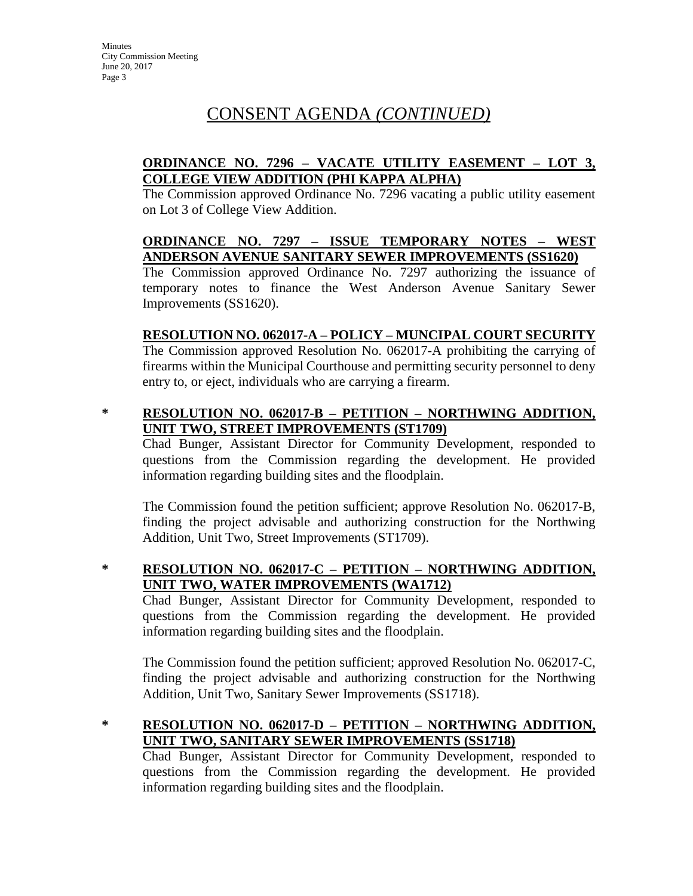# CONSENT AGENDA *(CONTINUED)*

**ORDINANCE NO. 7296 – VACATE UTILITY EASEMENT – LOT 3, COLLEGE VIEW ADDITION (PHI KAPPA ALPHA)**

The Commission approved Ordinance No. 7296 vacating a public utility easement on Lot 3 of College View Addition.

**ORDINANCE NO. 7297 – ISSUE TEMPORARY NOTES – WEST ANDERSON AVENUE SANITARY SEWER IMPROVEMENTS (SS1620)**

The Commission approved Ordinance No. 7297 authorizing the issuance of temporary notes to finance the West Anderson Avenue Sanitary Sewer Improvements (SS1620).

**RESOLUTION NO. 062017-A – POLICY – MUNCIPAL COURT SECURITY**

The Commission approved Resolution No. 062017-A prohibiting the carrying of firearms within the Municipal Courthouse and permitting security personnel to deny entry to, or eject, individuals who are carrying a firearm.

\* **RESOLUTION NO. 062017-B – PETITION – NORTHWING ADDITION, UNIT TWO, STREET IMPROVEMENTS (ST1709)**

Chad Bunger, Assistant Director for Community Development, responded to questions from the Commission regarding the development. He provided information regarding building sites and the floodplain.

The Commission found the petition sufficient; approve Resolution No. 062017-B, finding the project advisable and authorizing construction for the Northwing Addition, Unit Two, Street Improvements (ST1709).

\* **RESOLUTION NO. 062017-C – PETITION – NORTHWING ADDITION, UNIT TWO, WATER IMPROVEMENTS (WA1712)**

Chad Bunger, Assistant Director for Community Development, responded to questions from the Commission regarding the development. He provided information regarding building sites and the floodplain.

The Commission found the petition sufficient; approved Resolution No. 062017-C, finding the project advisable and authorizing construction for the Northwing Addition, Unit Two, Sanitary Sewer Improvements (SS1718).

\* **RESOLUTION NO. 062017-D – PETITION – NORTHWING ADDITION, UNIT TWO, SANITARY SEWER IMPROVEMENTS (SS1718)**

Chad Bunger, Assistant Director for Community Development, responded to questions from the Commission regarding the development. He provided information regarding building sites and the floodplain.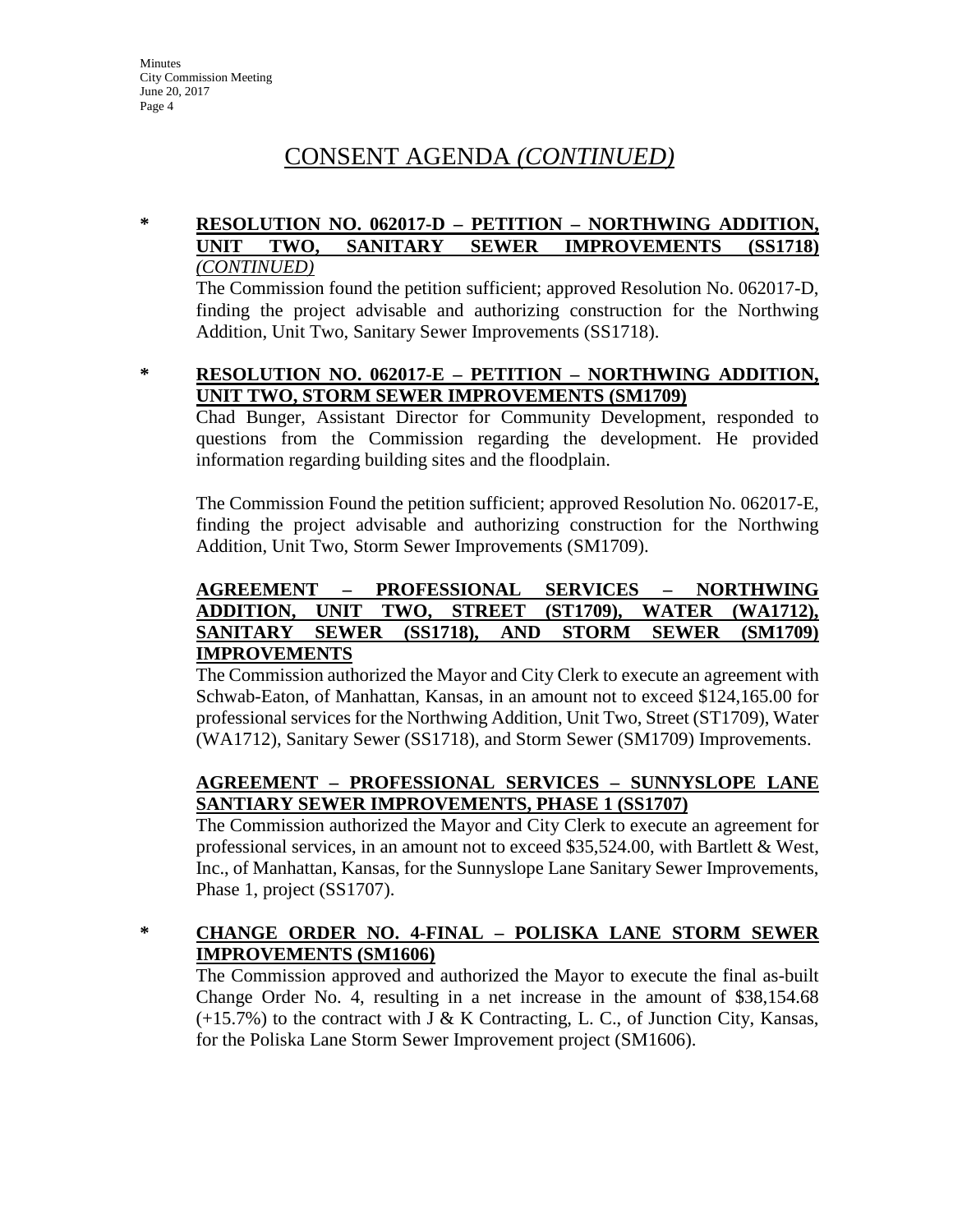# CONSENT AGENDA *(CONTINUED)*

**\* RESOLUTION NO. 062017-D – PETITION – NORTHWING ADDITION, UNIT TWO, SANITARY SEWER IMPROVEMENTS (SS1718)** *(CONTINUED)*

The Commission found the petition sufficient; approved Resolution No. 062017-D, finding the project advisable and authorizing construction for the Northwing Addition, Unit Two, Sanitary Sewer Improvements (SS1718).

**\* RESOLUTION NO. 062017-E – PETITION – NORTHWING ADDITION, UNIT TWO, STORM SEWER IMPROVEMENTS (SM1709)**

Chad Bunger, Assistant Director for Community Development, responded to questions from the Commission regarding the development. He provided information regarding building sites and the floodplain.

The Commission Found the petition sufficient; approved Resolution No. 062017-E, finding the project advisable and authorizing construction for the Northwing Addition, Unit Two, Storm Sewer Improvements (SM1709).

**AGREEMENT – PROFESSIONAL SERVICES – NORTHWING ADDITION, UNIT TWO, STREET (ST1709), WATER (WA1712), SANITARY SEWER (SS1718), AND STORM SEWER (SM1709) IMPROVEMENTS**

The Commission authorized the Mayor and City Clerk to execute an agreement with Schwab-Eaton, of Manhattan, Kansas, in an amount not to exceed $124,165.00 for professional services for the Northwing Addition, Unit Two, Street (ST1709), Water (WA1712), Sanitary Sewer (SS1718), and Storm Sewer (SM1709) Improvements.

**AGREEMENT – PROFESSIONAL SERVICES – SUNNYSLOPE LANE SANTIARY SEWER IMPROVEMENTS, PHASE 1 (SS1707)**

The Commission authorized the Mayor and City Clerk to execute an agreement for professional services, in an amount not to exceed $35,524.00, with Bartlett & West, Inc., of Manhattan, Kansas, for the Sunnyslope Lane Sanitary Sewer Improvements, Phase 1, project (SS1707).

**\* CHANGE ORDER NO. 4-FINAL – POLISKA LANE STORM SEWER IMPROVEMENTS (SM1606)**

The Commission approved and authorized the Mayor to execute the final as-built Change Order No. 4, resulting in a net increase in the amount of $38,154.68 (+15.7%) to the contract with J & K Contracting, L. C., of Junction City, Kansas, for the Poliska Lane Storm Sewer Improvement project (SM1606).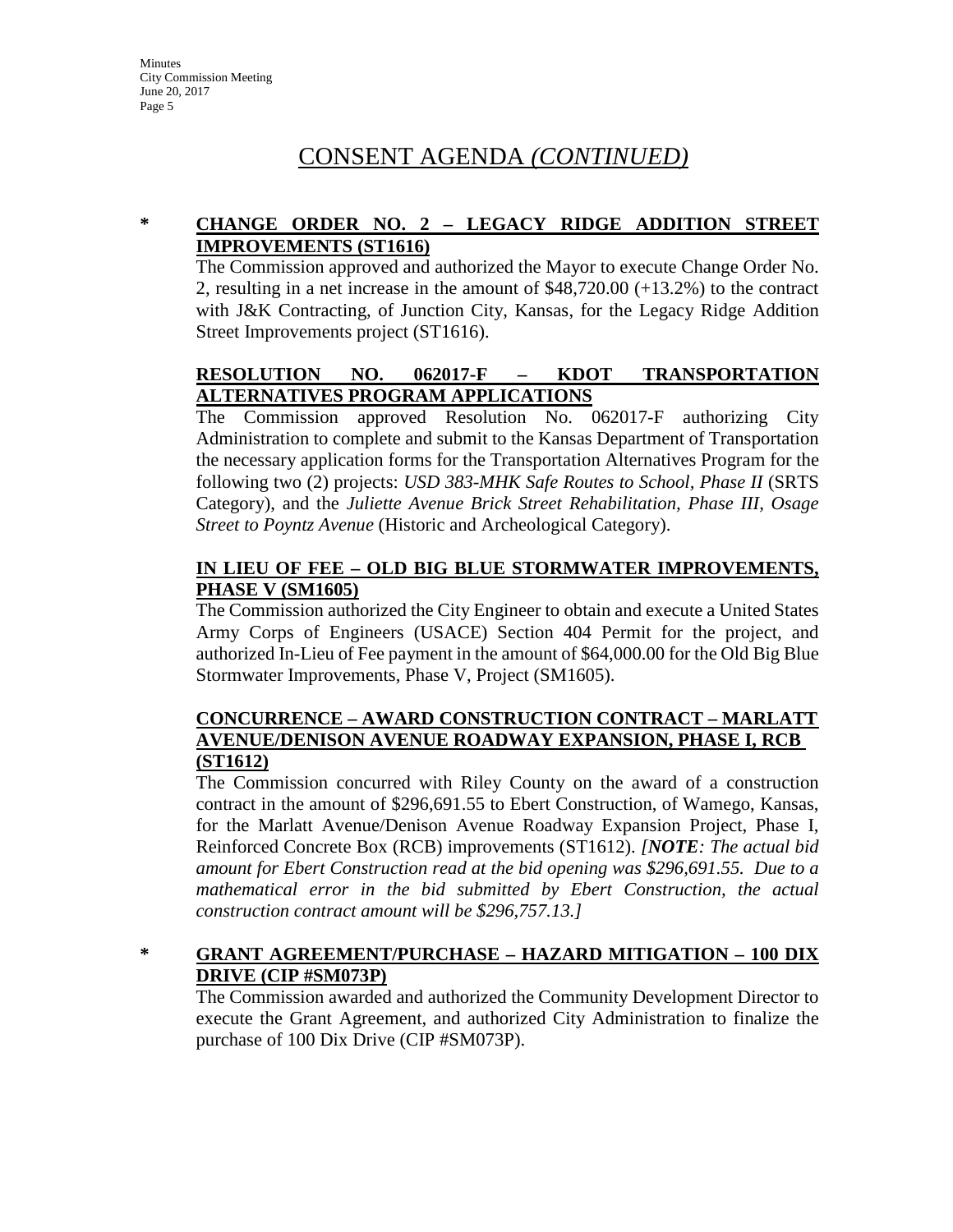# CONSENT AGENDA *(CONTINUED)*

**\* CHANGE ORDER NO. 2 – LEGACY RIDGE ADDITION STREET IMPROVEMENTS (ST1616)**

The Commission approved and authorized the Mayor to execute Change Order No. 2, resulting in a net increase in the amount of $48,720.00 (+13.2%) to the contract with J&K Contracting, of Junction City, Kansas, for the Legacy Ridge Addition Street Improvements project (ST1616).

**RESOLUTION NO. 062017-F – KDOT TRANSPORTATION ALTERNATIVES PROGRAM APPLICATIONS**

The Commission approved Resolution No. 062017-F authorizing City Administration to complete and submit to the Kansas Department of Transportation the necessary application forms for the Transportation Alternatives Program for the following two (2) projects: *USD 383-MHK Safe Routes to School, Phase II* (SRTS Category), and the *Juliette Avenue Brick Street Rehabilitation, Phase III, Osage Street to Poyntz Avenue* (Historic and Archeological Category).

**IN LIEU OF FEE – OLD BIG BLUE STORMWATER IMPROVEMENTS, PHASE V (SM1605)**

The Commission authorized the City Engineer to obtain and execute a United States Army Corps of Engineers (USACE) Section 404 Permit for the project, and authorized In-Lieu of Fee payment in the amount of $64,000.00 for the Old Big Blue Stormwater Improvements, Phase V, Project (SM1605).

**CONCURRENCE – AWARD CONSTRUCTION CONTRACT – MARLATT AVENUE/DENISON AVENUE ROADWAY EXPANSION, PHASE I, RCB (ST1612)**

The Commission concurred with Riley County on the award of a construction contract in the amount of $296,691.55 to Ebert Construction, of Wamego, Kansas, for the Marlatt Avenue/Denison Avenue Roadway Expansion Project, Phase I, Reinforced Concrete Box (RCB) improvements (ST1612). *[**NOTE**: The actual bid amount for Ebert Construction read at the bid opening was $296,691.55. Due to a mathematical error in the bid submitted by Ebert Construction, the actual construction contract amount will be $296,757.13.]*

**\* GRANT AGREEMENT/PURCHASE – HAZARD MITIGATION – 100 DIX DRIVE (CIP #SM073P)**

The Commission awarded and authorized the Community Development Director to execute the Grant Agreement, and authorized City Administration to finalize the purchase of 100 Dix Drive (CIP #SM073P).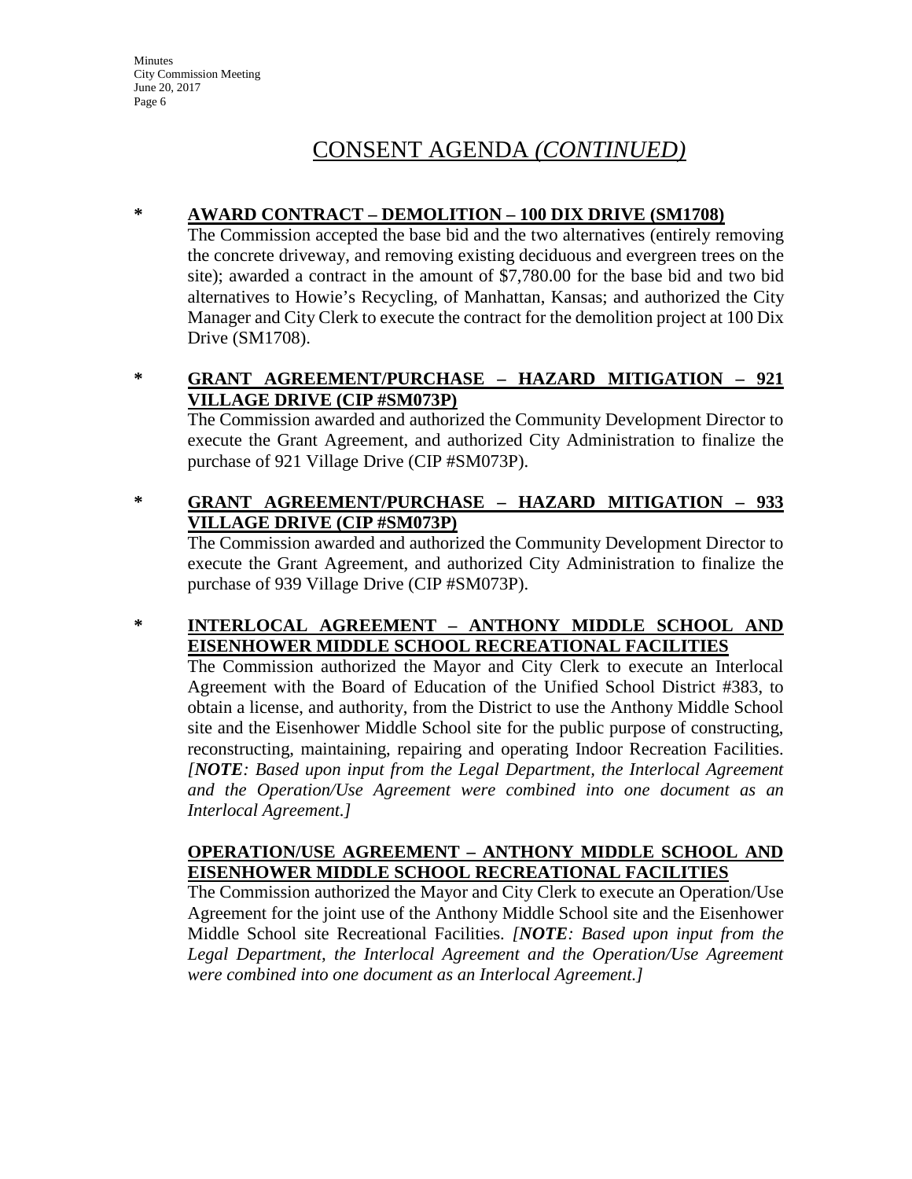# CONSENT AGENDA *(CONTINUED)*

**\* AWARD CONTRACT – DEMOLITION – 100 DIX DRIVE (SM1708)**

The Commission accepted the base bid and the two alternatives (entirely removing the concrete driveway, and removing existing deciduous and evergreen trees on the site); awarded a contract in the amount of $7,780.00 for the base bid and two bid alternatives to Howie's Recycling, of Manhattan, Kansas; and authorized the City Manager and City Clerk to execute the contract for the demolition project at 100 Dix Drive (SM1708).

**\* GRANT AGREEMENT/PURCHASE – HAZARD MITIGATION – 921 VILLAGE DRIVE (CIP #SM073P)**

The Commission awarded and authorized the Community Development Director to execute the Grant Agreement, and authorized City Administration to finalize the purchase of 921 Village Drive (CIP #SM073P).

**\* GRANT AGREEMENT/PURCHASE – HAZARD MITIGATION – 933 VILLAGE DRIVE (CIP #SM073P)**

The Commission awarded and authorized the Community Development Director to execute the Grant Agreement, and authorized City Administration to finalize the purchase of 939 Village Drive (CIP #SM073P).

**\* INTERLOCAL AGREEMENT – ANTHONY MIDDLE SCHOOL AND EISENHOWER MIDDLE SCHOOL RECREATIONAL FACILITIES**

The Commission authorized the Mayor and City Clerk to execute an Interlocal Agreement with the Board of Education of the Unified School District #383, to obtain a license, and authority, from the District to use the Anthony Middle School site and the Eisenhower Middle School site for the public purpose of constructing, reconstructing, maintaining, repairing and operating Indoor Recreation Facilities. *[**NOTE**: Based upon input from the Legal Department, the Interlocal Agreement and the Operation/Use Agreement were combined into one document as an Interlocal Agreement.]*

**OPERATION/USE AGREEMENT – ANTHONY MIDDLE SCHOOL AND EISENHOWER MIDDLE SCHOOL RECREATIONAL FACILITIES**

The Commission authorized the Mayor and City Clerk to execute an Operation/Use Agreement for the joint use of the Anthony Middle School site and the Eisenhower Middle School site Recreational Facilities. *[**NOTE**: Based upon input from the Legal Department, the Interlocal Agreement and the Operation/Use Agreement were combined into one document as an Interlocal Agreement.]*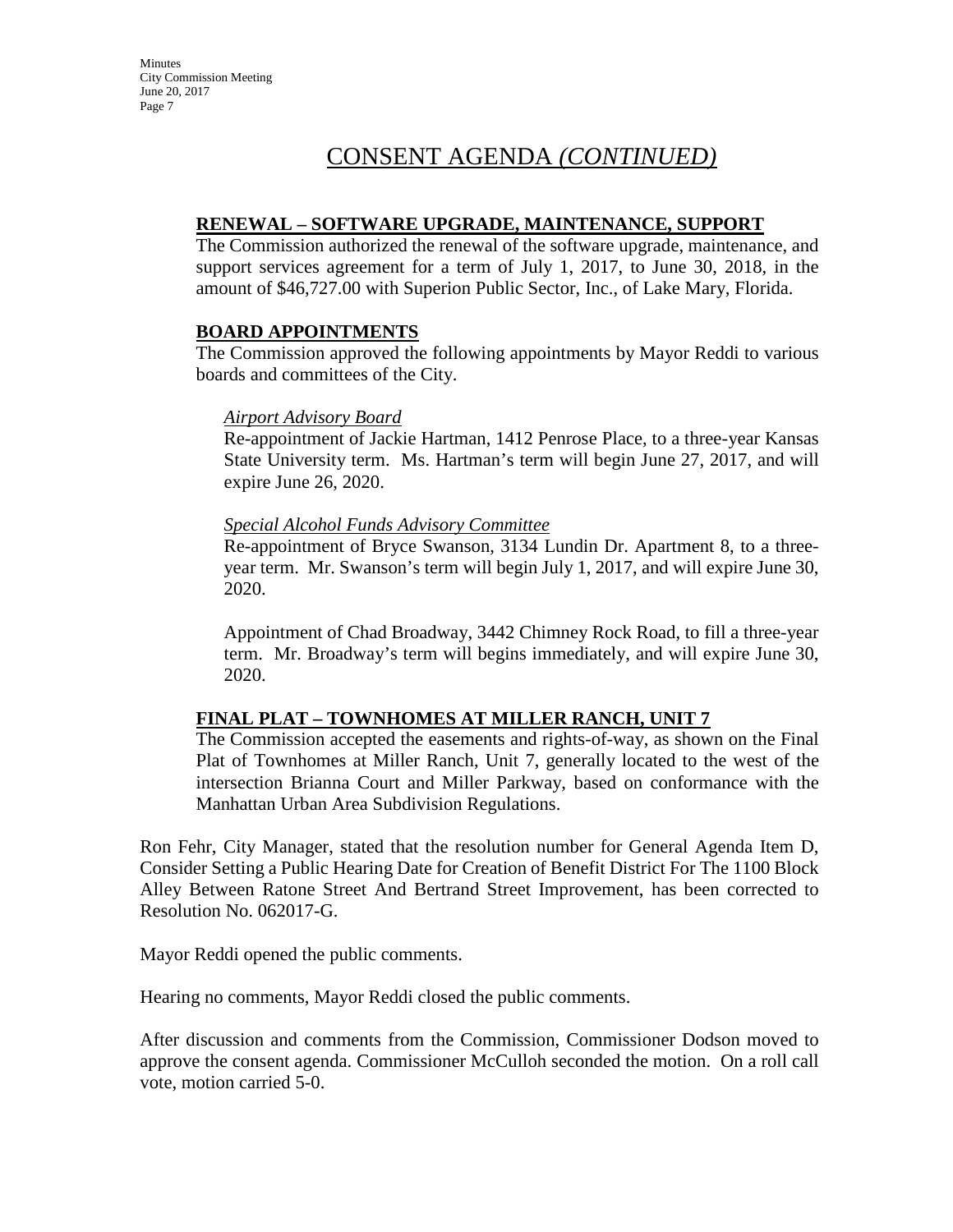## CONSENT AGENDA *(CONTINUED)*

**RENEWAL – SOFTWARE UPGRADE, MAINTENANCE, SUPPORT**

The Commission authorized the renewal of the software upgrade, maintenance, and support services agreement for a term of July 1, 2017, to June 30, 2018, in the amount of $46,727.00 with Superion Public Sector, Inc., of Lake Mary, Florida.

**BOARD APPOINTMENTS**

The Commission approved the following appointments by Mayor Reddi to various boards and committees of the City.

*Airport Advisory Board*

Re-appointment of Jackie Hartman, 1412 Penrose Place, to a three-year Kansas State University term. Ms. Hartman's term will begin June 27, 2017, and will expire June 26, 2020.

*Special Alcohol Funds Advisory Committee*

Re-appointment of Bryce Swanson, 3134 Lundin Dr. Apartment 8, to a three-year term. Mr. Swanson's term will begin July 1, 2017, and will expire June 30, 2020.

Appointment of Chad Broadway, 3442 Chimney Rock Road, to fill a three-year term. Mr. Broadway's term will begins immediately, and will expire June 30, 2020.

**FINAL PLAT – TOWNHOMES AT MILLER RANCH, UNIT 7**

The Commission accepted the easements and rights-of-way, as shown on the Final Plat of Townhomes at Miller Ranch, Unit 7, generally located to the west of the intersection Brianna Court and Miller Parkway, based on conformance with the Manhattan Urban Area Subdivision Regulations.

Ron Fehr, City Manager, stated that the resolution number for General Agenda Item D, Consider Setting a Public Hearing Date for Creation of Benefit District For The 1100 Block Alley Between Ratone Street And Bertrand Street Improvement, has been corrected to Resolution No. 062017-G.

Mayor Reddi opened the public comments.

Hearing no comments, Mayor Reddi closed the public comments.

After discussion and comments from the Commission, Commissioner Dodson moved to approve the consent agenda. Commissioner McCulloh seconded the motion. On a roll call vote, motion carried 5-0.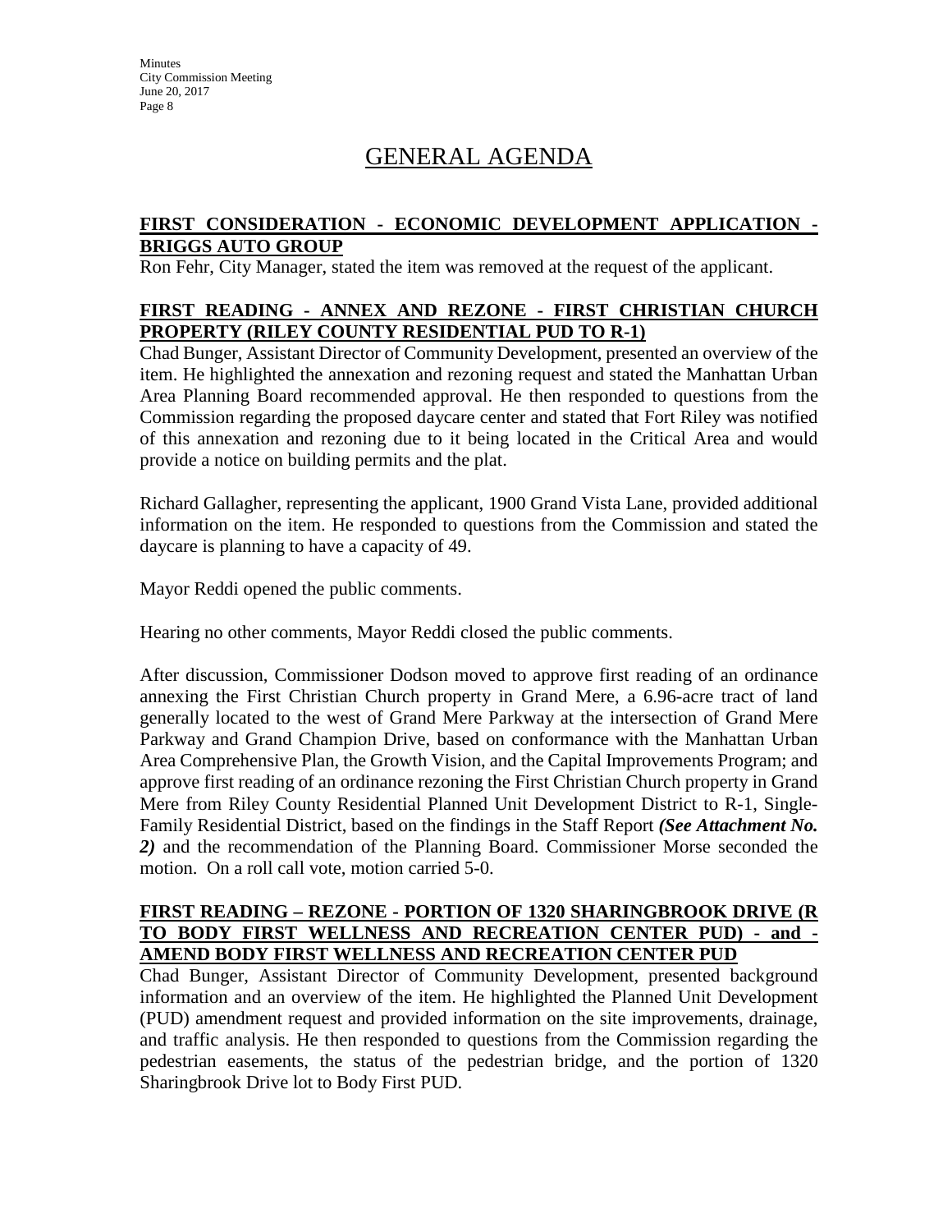# GENERAL AGENDA

**FIRST CONSIDERATION - ECONOMIC DEVELOPMENT APPLICATION - BRIGGS AUTO GROUP**

Ron Fehr, City Manager, stated the item was removed at the request of the applicant.

**FIRST READING - ANNEX AND REZONE - FIRST CHRISTIAN CHURCH PROPERTY (RILEY COUNTY RESIDENTIAL PUD TO R-1)**

Chad Bunger, Assistant Director of Community Development, presented an overview of the item. He highlighted the annexation and rezoning request and stated the Manhattan Urban Area Planning Board recommended approval. He then responded to questions from the Commission regarding the proposed daycare center and stated that Fort Riley was notified of this annexation and rezoning due to it being located in the Critical Area and would provide a notice on building permits and the plat.

Richard Gallagher, representing the applicant, 1900 Grand Vista Lane, provided additional information on the item. He responded to questions from the Commission and stated the daycare is planning to have a capacity of 49.

Mayor Reddi opened the public comments.

Hearing no other comments, Mayor Reddi closed the public comments.

After discussion, Commissioner Dodson moved to approve first reading of an ordinance annexing the First Christian Church property in Grand Mere, a 6.96-acre tract of land generally located to the west of Grand Mere Parkway at the intersection of Grand Mere Parkway and Grand Champion Drive, based on conformance with the Manhattan Urban Area Comprehensive Plan, the Growth Vision, and the Capital Improvements Program; and approve first reading of an ordinance rezoning the First Christian Church property in Grand Mere from Riley County Residential Planned Unit Development District to R-1, Single-Family Residential District, based on the findings in the Staff Report ***(See Attachment No. 2)*** and the recommendation of the Planning Board. Commissioner Morse seconded the motion. On a roll call vote, motion carried 5-0.

**FIRST READING – REZONE - PORTION OF 1320 SHARINGBROOK DRIVE (R TO BODY FIRST WELLNESS AND RECREATION CENTER PUD) - and - AMEND BODY FIRST WELLNESS AND RECREATION CENTER PUD**

Chad Bunger, Assistant Director of Community Development, presented background information and an overview of the item. He highlighted the Planned Unit Development (PUD) amendment request and provided information on the site improvements, drainage, and traffic analysis. He then responded to questions from the Commission regarding the pedestrian easements, the status of the pedestrian bridge, and the portion of 1320 Sharingbrook Drive lot to Body First PUD.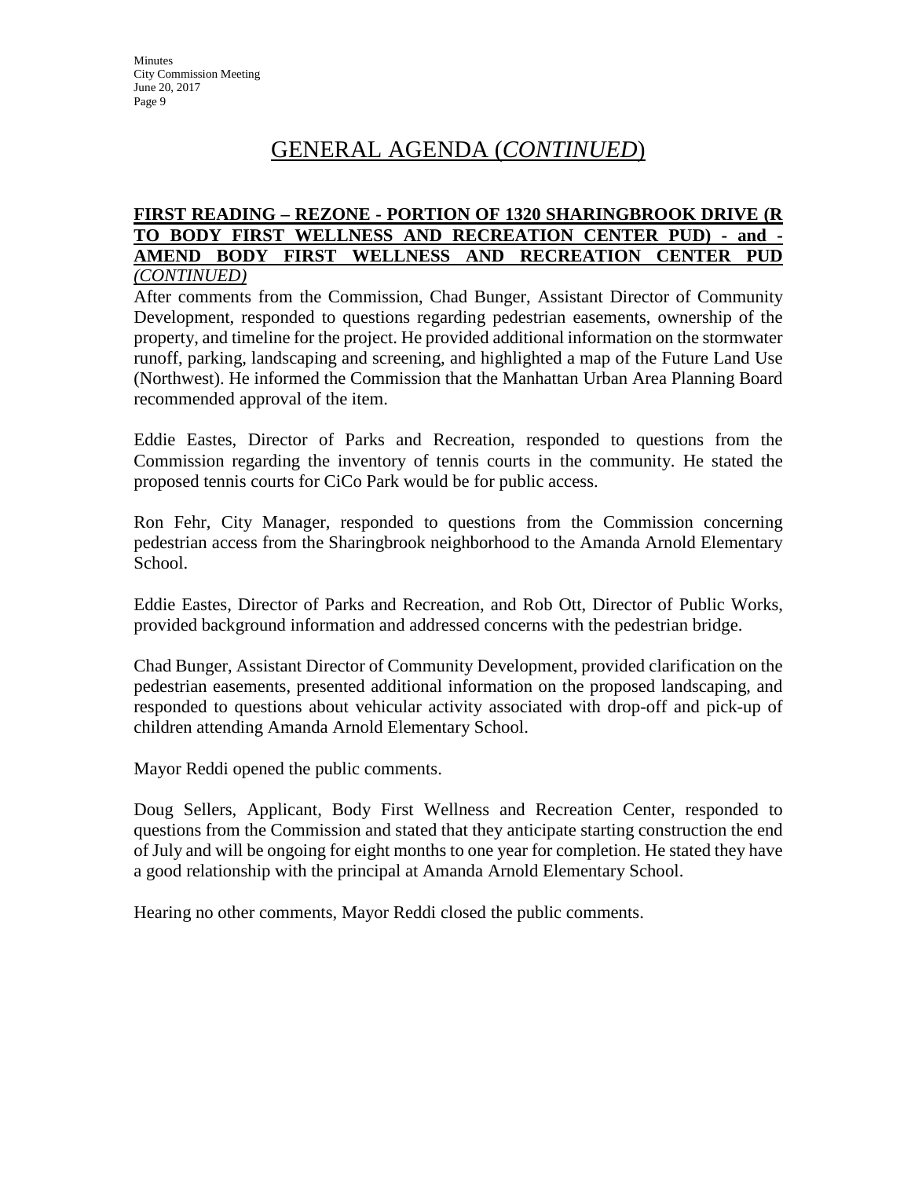## GENERAL AGENDA (*CONTINUED*)

**FIRST READING – REZONE - PORTION OF 1320 SHARINGBROOK DRIVE (R TO BODY FIRST WELLNESS AND RECREATION CENTER PUD) - and - AMEND BODY FIRST WELLNESS AND RECREATION CENTER PUD** ***(CONTINUED)***

After comments from the Commission, Chad Bunger, Assistant Director of Community Development, responded to questions regarding pedestrian easements, ownership of the property, and timeline for the project. He provided additional information on the stormwater runoff, parking, landscaping and screening, and highlighted a map of the Future Land Use (Northwest). He informed the Commission that the Manhattan Urban Area Planning Board recommended approval of the item.

Eddie Eastes, Director of Parks and Recreation, responded to questions from the Commission regarding the inventory of tennis courts in the community. He stated the proposed tennis courts for CiCo Park would be for public access.

Ron Fehr, City Manager, responded to questions from the Commission concerning pedestrian access from the Sharingbrook neighborhood to the Amanda Arnold Elementary School.

Eddie Eastes, Director of Parks and Recreation, and Rob Ott, Director of Public Works, provided background information and addressed concerns with the pedestrian bridge.

Chad Bunger, Assistant Director of Community Development, provided clarification on the pedestrian easements, presented additional information on the proposed landscaping, and responded to questions about vehicular activity associated with drop-off and pick-up of children attending Amanda Arnold Elementary School.

Mayor Reddi opened the public comments.

Doug Sellers, Applicant, Body First Wellness and Recreation Center, responded to questions from the Commission and stated that they anticipate starting construction the end of July and will be ongoing for eight months to one year for completion. He stated they have a good relationship with the principal at Amanda Arnold Elementary School.

Hearing no other comments, Mayor Reddi closed the public comments.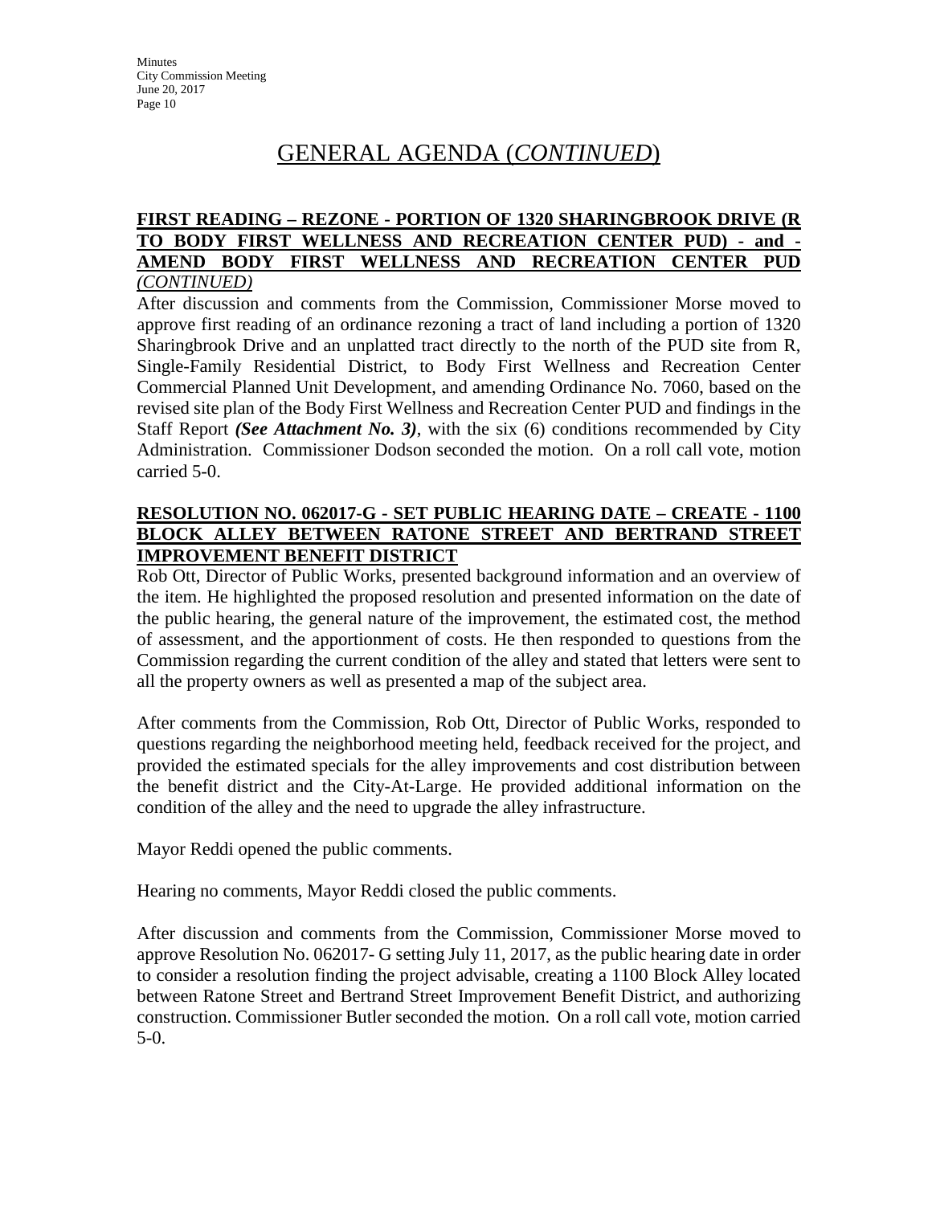## GENERAL AGENDA (*CONTINUED*)

**FIRST READING – REZONE - PORTION OF 1320 SHARINGBROOK DRIVE (R TO BODY FIRST WELLNESS AND RECREATION CENTER PUD) - and - AMEND BODY FIRST WELLNESS AND RECREATION CENTER PUD** ***(CONTINUED)***

After discussion and comments from the Commission, Commissioner Morse moved to approve first reading of an ordinance rezoning a tract of land including a portion of 1320 Sharingbrook Drive and an unplatted tract directly to the north of the PUD site from R, Single-Family Residential District, to Body First Wellness and Recreation Center Commercial Planned Unit Development, and amending Ordinance No. 7060, based on the revised site plan of the Body First Wellness and Recreation Center PUD and findings in the Staff Report ***(See Attachment No. 3)***, with the six (6) conditions recommended by City Administration. Commissioner Dodson seconded the motion. On a roll call vote, motion carried 5-0.

**RESOLUTION NO. 062017-G - SET PUBLIC HEARING DATE – CREATE - 1100 BLOCK ALLEY BETWEEN RATONE STREET AND BERTRAND STREET IMPROVEMENT BENEFIT DISTRICT**

Rob Ott, Director of Public Works, presented background information and an overview of the item. He highlighted the proposed resolution and presented information on the date of the public hearing, the general nature of the improvement, the estimated cost, the method of assessment, and the apportionment of costs. He then responded to questions from the Commission regarding the current condition of the alley and stated that letters were sent to all the property owners as well as presented a map of the subject area.

After comments from the Commission, Rob Ott, Director of Public Works, responded to questions regarding the neighborhood meeting held, feedback received for the project, and provided the estimated specials for the alley improvements and cost distribution between the benefit district and the City-At-Large. He provided additional information on the condition of the alley and the need to upgrade the alley infrastructure.

Mayor Reddi opened the public comments.

Hearing no comments, Mayor Reddi closed the public comments.

After discussion and comments from the Commission, Commissioner Morse moved to approve Resolution No. 062017- G setting July 11, 2017, as the public hearing date in order to consider a resolution finding the project advisable, creating a 1100 Block Alley located between Ratone Street and Bertrand Street Improvement Benefit District, and authorizing construction. Commissioner Butler seconded the motion. On a roll call vote, motion carried 5-0.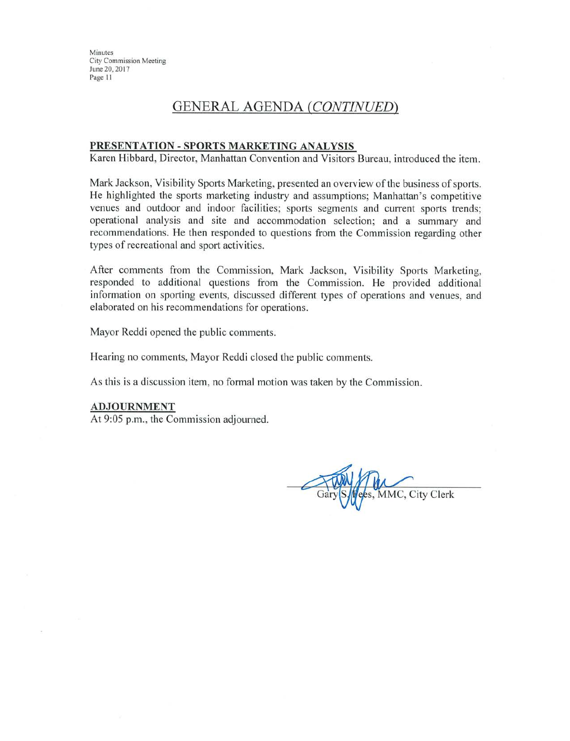## GENERAL AGENDA *(CONTINUED)*

**PRESENTATION - SPORTS MARKETING ANALYSIS**

Karen Hibbard, Director, Manhattan Convention and Visitors Bureau, introduced the item.

Mark Jackson, Visibility Sports Marketing, presented an overview of the business of sports. He highlighted the sports marketing industry and assumptions; Manhattan's competitive venues and outdoor and indoor facilities; sports segments and current sports trends; operational analysis and site and accommodation selection; and a summary and recommendations. He then responded to questions from the Commission regarding other types of recreational and sport activities.

After comments from the Commission, Mark Jackson, Visibility Sports Marketing, responded to additional questions from the Commission. He provided additional information on sporting events, discussed different types of operations and venues, and elaborated on his recommendations for operations.

Mayor Reddi opened the public comments.

Hearing no comments, Mayor Reddi closed the public comments.

As this is a discussion item, no formal motion was taken by the Commission.

**ADJOURNMENT**

At 9:05 p.m., the Commission adjourned.

Gary S. Fees, MMC, City Clerk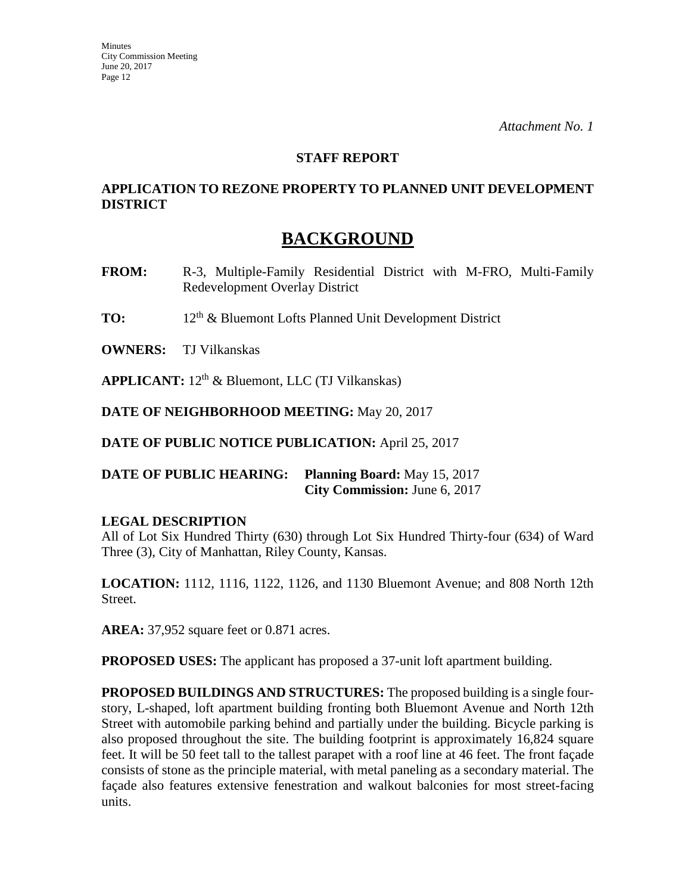*Attachment No. 1*

**STAFF REPORT**

**APPLICATION TO REZONE PROPERTY TO PLANNED UNIT DEVELOPMENT DISTRICT**

# BACKGROUND

**FROM:** R-3, Multiple-Family Residential District with M-FRO, Multi-Family Redevelopment Overlay District

**TO:** 12th & Bluemont Lofts Planned Unit Development District

**OWNERS:** TJ Vilkanskas

**APPLICANT:** 12th & Bluemont, LLC (TJ Vilkanskas)

**DATE OF NEIGHBORHOOD MEETING:** May 20, 2017

**DATE OF PUBLIC NOTICE PUBLICATION:** April 25, 2017

**DATE OF PUBLIC HEARING:** **Planning Board:** May 15, 2017
**City Commission:** June 6, 2017

**LEGAL DESCRIPTION**
All of Lot Six Hundred Thirty (630) through Lot Six Hundred Thirty-four (634) of Ward Three (3), City of Manhattan, Riley County, Kansas.

**LOCATION:** 1112, 1116, 1122, 1126, and 1130 Bluemont Avenue; and 808 North 12th Street.

**AREA:** 37,952 square feet or 0.871 acres.

**PROPOSED USES:** The applicant has proposed a 37-unit loft apartment building.

**PROPOSED BUILDINGS AND STRUCTURES:** The proposed building is a single four-story, L-shaped, loft apartment building fronting both Bluemont Avenue and North 12th Street with automobile parking behind and partially under the building. Bicycle parking is also proposed throughout the site. The building footprint is approximately 16,824 square feet. It will be 50 feet tall to the tallest parapet with a roof line at 46 feet. The front façade consists of stone as the principle material, with metal paneling as a secondary material. The façade also features extensive fenestration and walkout balconies for most street-facing units.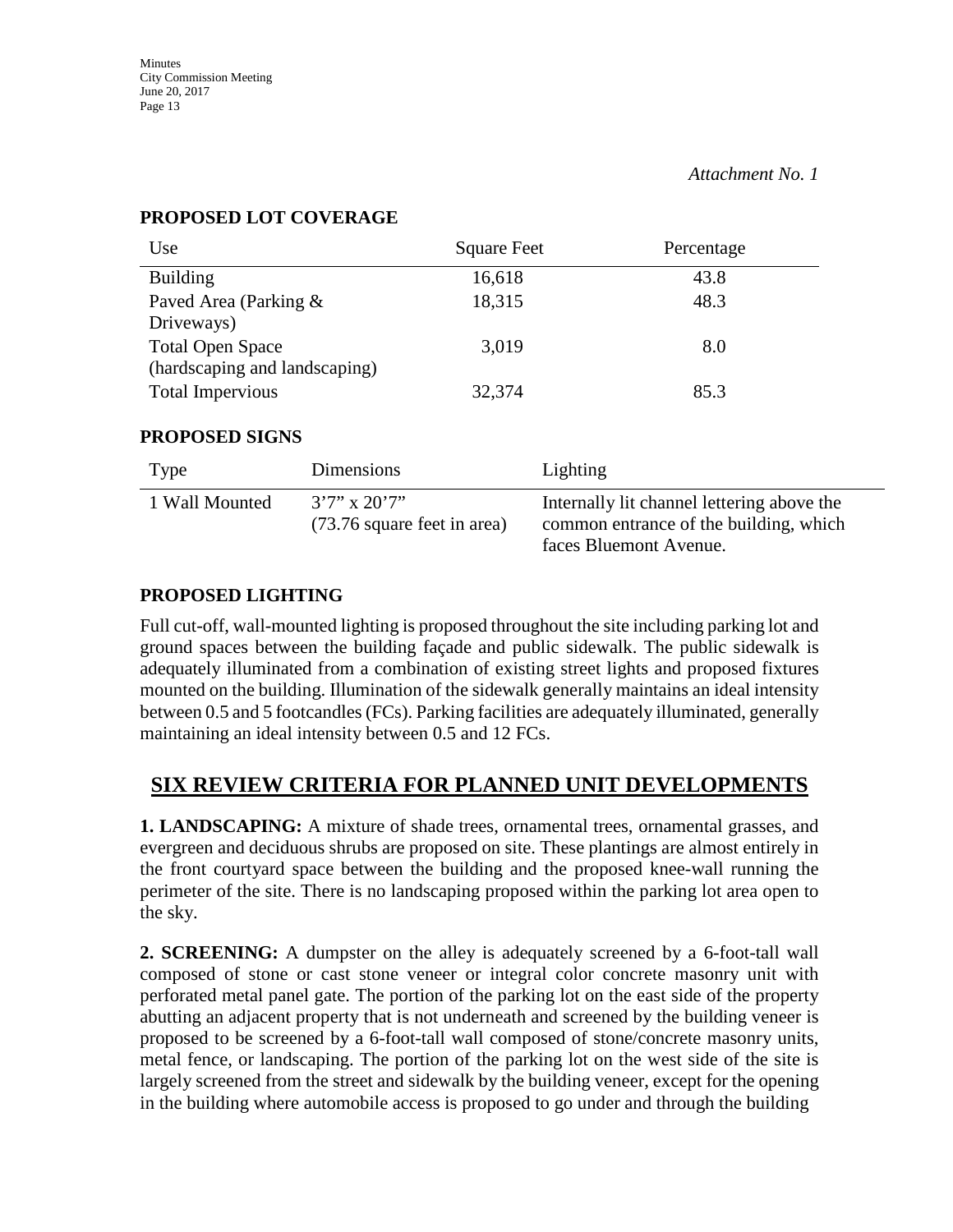*Attachment No. 1*

**PROPOSED LOT COVERAGE**

| Use | Square Feet | Percentage |
|---|---|---|
| Building | 16,618 | 43.8 |
| Paved Area (Parking & Driveways) | 18,315 | 48.3 |
| Total Open Space (hardscaping and landscaping) | 3,019 | 8.0 |
| Total Impervious | 32,374 | 85.3 |

**PROPOSED SIGNS**

| Type | Dimensions | Lighting |
|---|---|---|
| 1 Wall Mounted | 3'7" x 20'7" (73.76 square feet in area) | Internally lit channel lettering above the common entrance of the building, which faces Bluemont Avenue. |

**PROPOSED LIGHTING**

Full cut-off, wall-mounted lighting is proposed throughout the site including parking lot and ground spaces between the building façade and public sidewalk. The public sidewalk is adequately illuminated from a combination of existing street lights and proposed fixtures mounted on the building. Illumination of the sidewalk generally maintains an ideal intensity between 0.5 and 5 footcandles (FCs). Parking facilities are adequately illuminated, generally maintaining an ideal intensity between 0.5 and 12 FCs.

## SIX REVIEW CRITERIA FOR PLANNED UNIT DEVELOPMENTS

**1. LANDSCAPING:** A mixture of shade trees, ornamental trees, ornamental grasses, and evergreen and deciduous shrubs are proposed on site. These plantings are almost entirely in the front courtyard space between the building and the proposed knee-wall running the perimeter of the site. There is no landscaping proposed within the parking lot area open to the sky.

**2. SCREENING:** A dumpster on the alley is adequately screened by a 6-foot-tall wall composed of stone or cast stone veneer or integral color concrete masonry unit with perforated metal panel gate. The portion of the parking lot on the east side of the property abutting an adjacent property that is not underneath and screened by the building veneer is proposed to be screened by a 6-foot-tall wall composed of stone/concrete masonry units, metal fence, or landscaping. The portion of the parking lot on the west side of the site is largely screened from the street and sidewalk by the building veneer, except for the opening in the building where automobile access is proposed to go under and through the building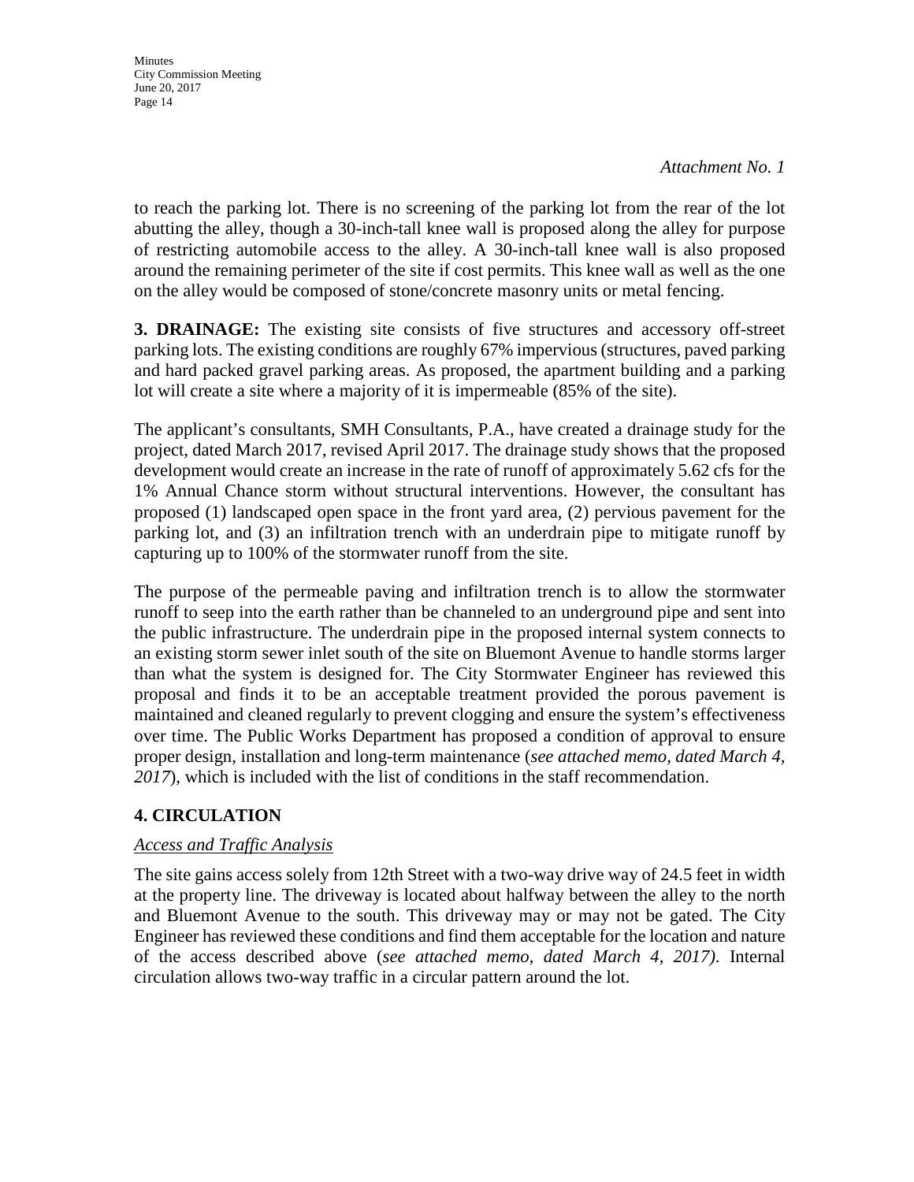*Attachment No. 1*

to reach the parking lot. There is no screening of the parking lot from the rear of the lot abutting the alley, though a 30-inch-tall knee wall is proposed along the alley for purpose of restricting automobile access to the alley. A 30-inch-tall knee wall is also proposed around the remaining perimeter of the site if cost permits. This knee wall as well as the one on the alley would be composed of stone/concrete masonry units or metal fencing.

**3. DRAINAGE:** The existing site consists of five structures and accessory off-street parking lots. The existing conditions are roughly 67% impervious (structures, paved parking and hard packed gravel parking areas. As proposed, the apartment building and a parking lot will create a site where a majority of it is impermeable (85% of the site).

The applicant's consultants, SMH Consultants, P.A., have created a drainage study for the project, dated March 2017, revised April 2017. The drainage study shows that the proposed development would create an increase in the rate of runoff of approximately 5.62 cfs for the 1% Annual Chance storm without structural interventions. However, the consultant has proposed (1) landscaped open space in the front yard area, (2) pervious pavement for the parking lot, and (3) an infiltration trench with an underdrain pipe to mitigate runoff by capturing up to 100% of the stormwater runoff from the site.

The purpose of the permeable paving and infiltration trench is to allow the stormwater runoff to seep into the earth rather than be channeled to an underground pipe and sent into the public infrastructure. The underdrain pipe in the proposed internal system connects to an existing storm sewer inlet south of the site on Bluemont Avenue to handle storms larger than what the system is designed for. The City Stormwater Engineer has reviewed this proposal and finds it to be an acceptable treatment provided the porous pavement is maintained and cleaned regularly to prevent clogging and ensure the system's effectiveness over time. The Public Works Department has proposed a condition of approval to ensure proper design, installation and long-term maintenance (*see attached memo, dated March 4, 2017*), which is included with the list of conditions in the staff recommendation.

## 4. CIRCULATION

*Access and Traffic Analysis*

The site gains access solely from 12th Street with a two-way drive way of 24.5 feet in width at the property line. The driveway is located about halfway between the alley to the north and Bluemont Avenue to the south. This driveway may or may not be gated. The City Engineer has reviewed these conditions and find them acceptable for the location and nature of the access described above (*see attached memo, dated March 4, 2017)*. Internal circulation allows two-way traffic in a circular pattern around the lot.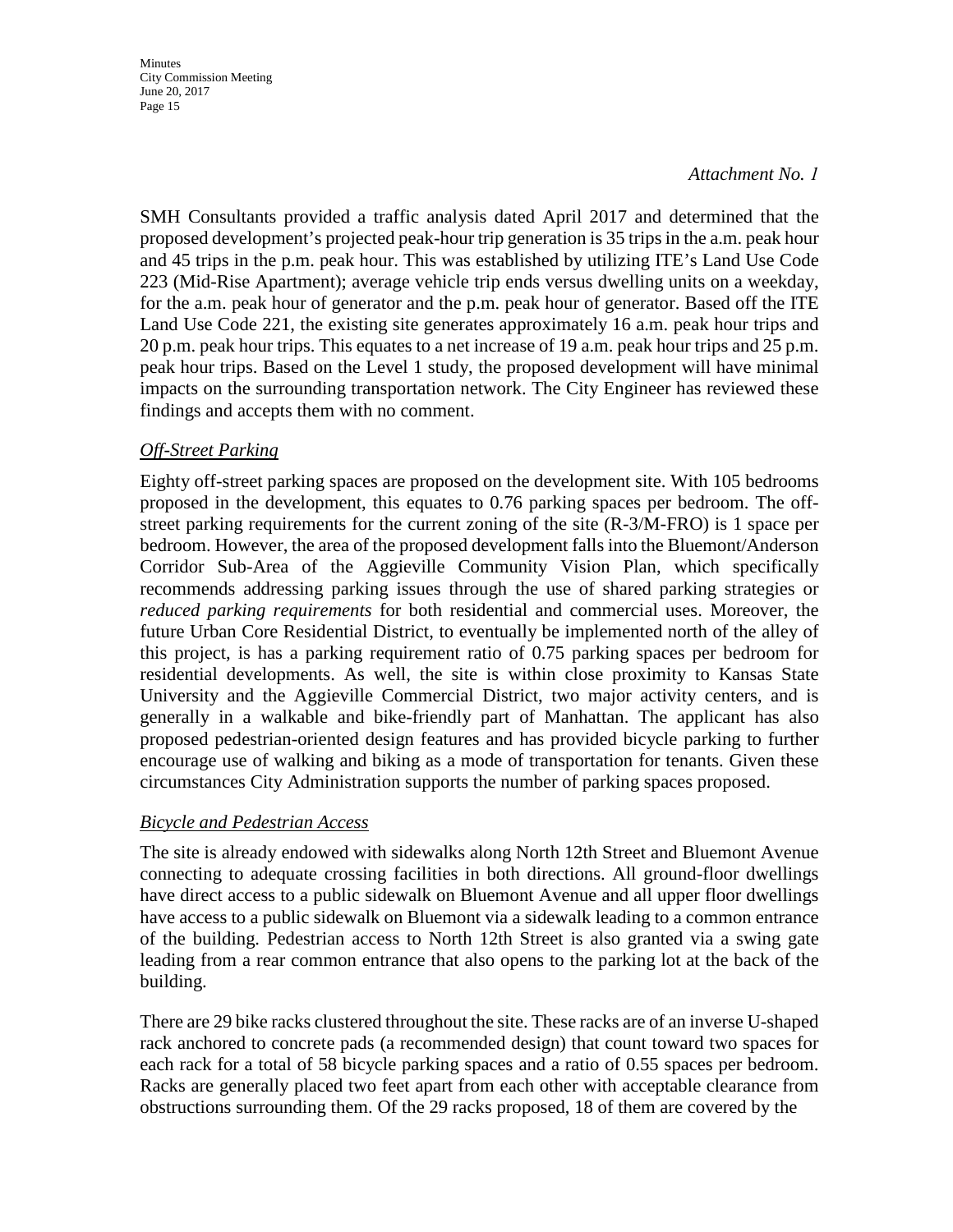*Attachment No. 1*

SMH Consultants provided a traffic analysis dated April 2017 and determined that the proposed development's projected peak-hour trip generation is 35 trips in the a.m. peak hour and 45 trips in the p.m. peak hour. This was established by utilizing ITE's Land Use Code 223 (Mid-Rise Apartment); average vehicle trip ends versus dwelling units on a weekday, for the a.m. peak hour of generator and the p.m. peak hour of generator. Based off the ITE Land Use Code 221, the existing site generates approximately 16 a.m. peak hour trips and 20 p.m. peak hour trips. This equates to a net increase of 19 a.m. peak hour trips and 25 p.m. peak hour trips. Based on the Level 1 study, the proposed development will have minimal impacts on the surrounding transportation network. The City Engineer has reviewed these findings and accepts them with no comment.

*Off-Street Parking*

Eighty off-street parking spaces are proposed on the development site. With 105 bedrooms proposed in the development, this equates to 0.76 parking spaces per bedroom. The off-street parking requirements for the current zoning of the site (R-3/M-FRO) is 1 space per bedroom. However, the area of the proposed development falls into the Bluemont/Anderson Corridor Sub-Area of the Aggieville Community Vision Plan, which specifically recommends addressing parking issues through the use of shared parking strategies or *reduced parking requirements* for both residential and commercial uses. Moreover, the future Urban Core Residential District, to eventually be implemented north of the alley of this project, is has a parking requirement ratio of 0.75 parking spaces per bedroom for residential developments. As well, the site is within close proximity to Kansas State University and the Aggieville Commercial District, two major activity centers, and is generally in a walkable and bike-friendly part of Manhattan. The applicant has also proposed pedestrian-oriented design features and has provided bicycle parking to further encourage use of walking and biking as a mode of transportation for tenants. Given these circumstances City Administration supports the number of parking spaces proposed.

*Bicycle and Pedestrian Access*

The site is already endowed with sidewalks along North 12th Street and Bluemont Avenue connecting to adequate crossing facilities in both directions. All ground-floor dwellings have direct access to a public sidewalk on Bluemont Avenue and all upper floor dwellings have access to a public sidewalk on Bluemont via a sidewalk leading to a common entrance of the building. Pedestrian access to North 12th Street is also granted via a swing gate leading from a rear common entrance that also opens to the parking lot at the back of the building.

There are 29 bike racks clustered throughout the site. These racks are of an inverse U-shaped rack anchored to concrete pads (a recommended design) that count toward two spaces for each rack for a total of 58 bicycle parking spaces and a ratio of 0.55 spaces per bedroom. Racks are generally placed two feet apart from each other with acceptable clearance from obstructions surrounding them. Of the 29 racks proposed, 18 of them are covered by the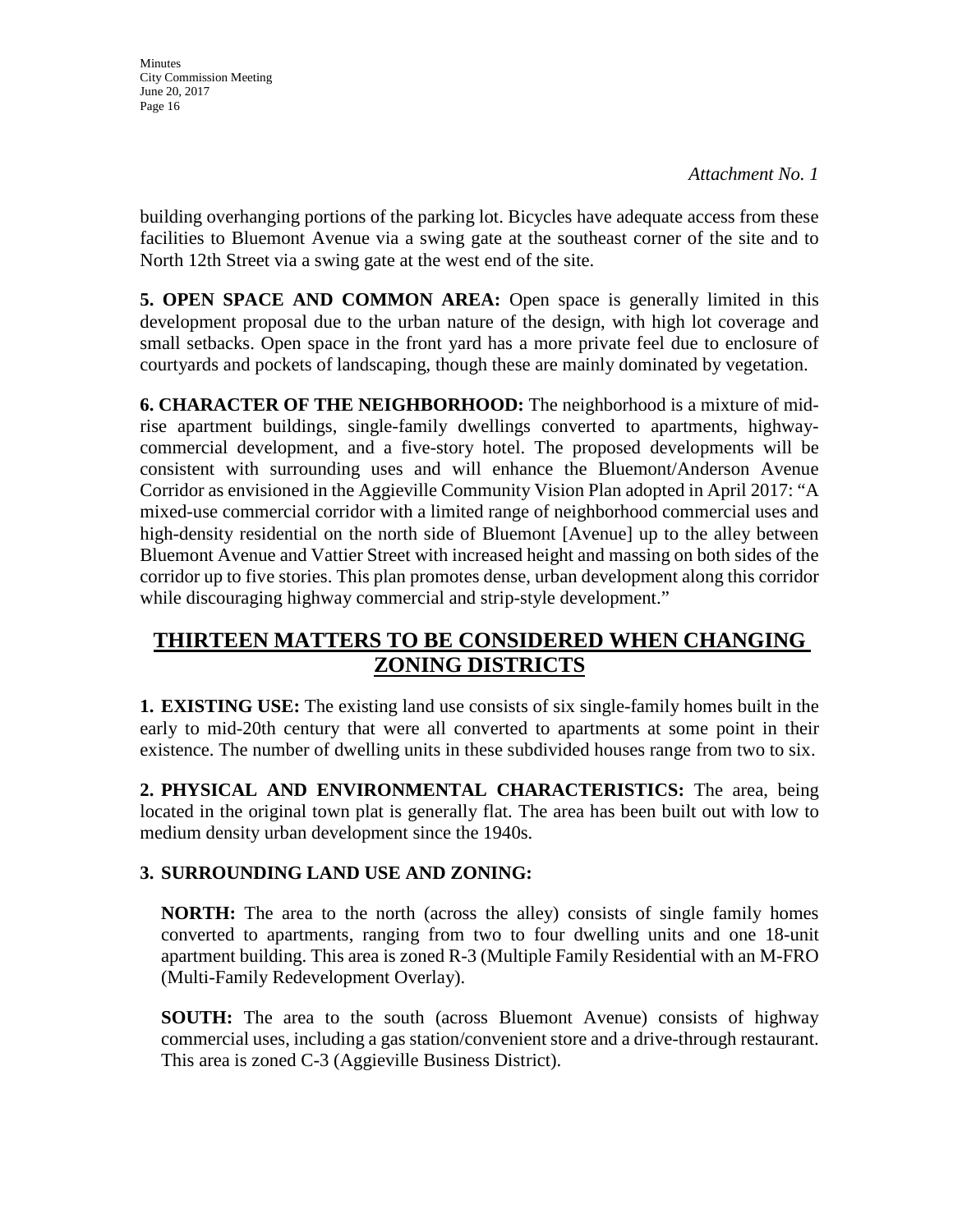*Attachment No. 1*

building overhanging portions of the parking lot. Bicycles have adequate access from these facilities to Bluemont Avenue via a swing gate at the southeast corner of the site and to North 12th Street via a swing gate at the west end of the site.

**5. OPEN SPACE AND COMMON AREA:** Open space is generally limited in this development proposal due to the urban nature of the design, with high lot coverage and small setbacks. Open space in the front yard has a more private feel due to enclosure of courtyards and pockets of landscaping, though these are mainly dominated by vegetation.

**6. CHARACTER OF THE NEIGHBORHOOD:** The neighborhood is a mixture of mid-rise apartment buildings, single-family dwellings converted to apartments, highway-commercial development, and a five-story hotel. The proposed developments will be consistent with surrounding uses and will enhance the Bluemont/Anderson Avenue Corridor as envisioned in the Aggieville Community Vision Plan adopted in April 2017: "A mixed-use commercial corridor with a limited range of neighborhood commercial uses and high-density residential on the north side of Bluemont [Avenue] up to the alley between Bluemont Avenue and Vattier Street with increased height and massing on both sides of the corridor up to five stories. This plan promotes dense, urban development along this corridor while discouraging highway commercial and strip-style development."

## THIRTEEN MATTERS TO BE CONSIDERED WHEN CHANGING ZONING DISTRICTS

**1. EXISTING USE:** The existing land use consists of six single-family homes built in the early to mid-20th century that were all converted to apartments at some point in their existence. The number of dwelling units in these subdivided houses range from two to six.

**2. PHYSICAL AND ENVIRONMENTAL CHARACTERISTICS:** The area, being located in the original town plat is generally flat. The area has been built out with low to medium density urban development since the 1940s.

**3. SURROUNDING LAND USE AND ZONING:**

**NORTH:** The area to the north (across the alley) consists of single family homes converted to apartments, ranging from two to four dwelling units and one 18-unit apartment building. This area is zoned R-3 (Multiple Family Residential with an M-FRO (Multi-Family Redevelopment Overlay).

**SOUTH:** The area to the south (across Bluemont Avenue) consists of highway commercial uses, including a gas station/convenient store and a drive-through restaurant. This area is zoned C-3 (Aggieville Business District).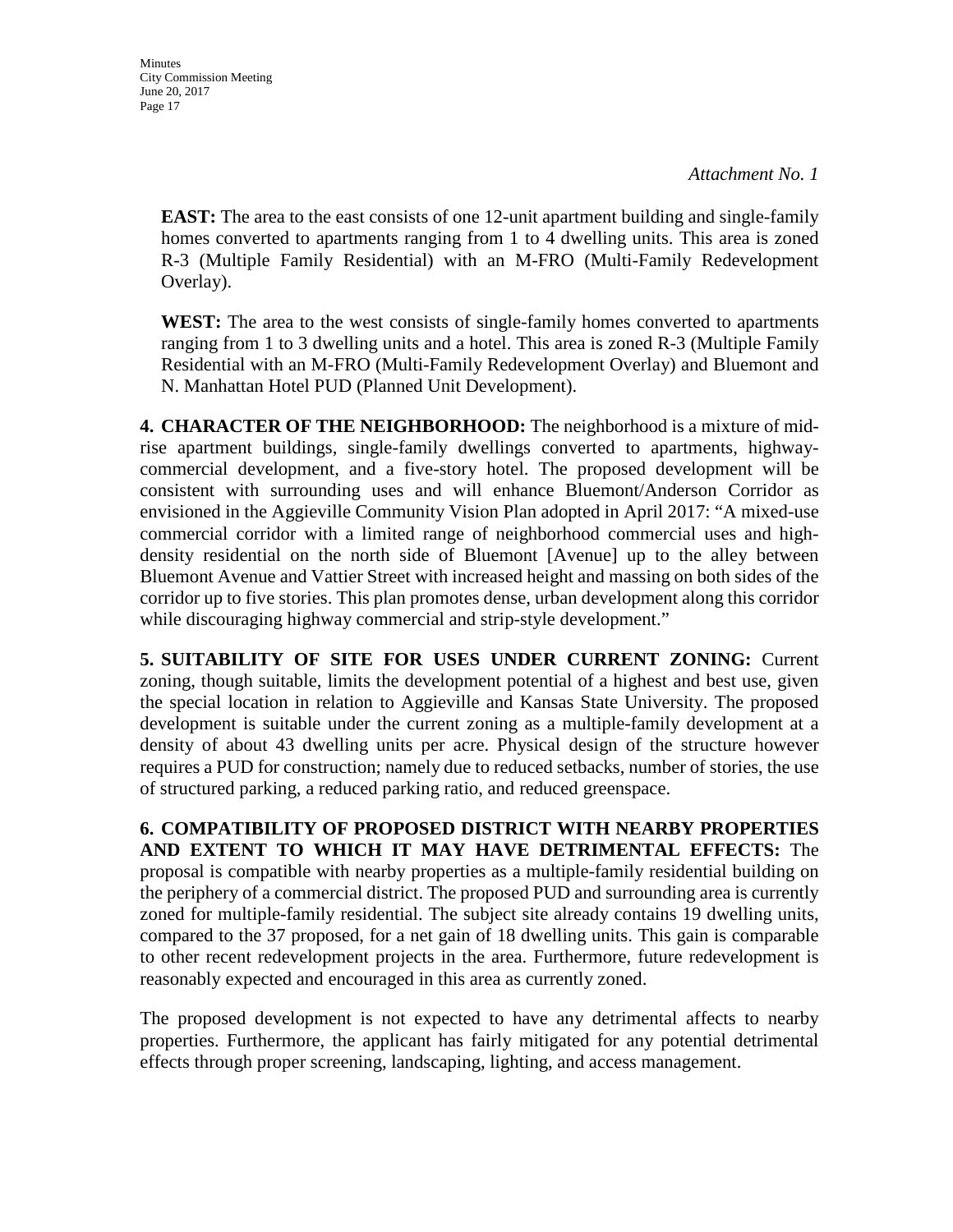*Attachment No. 1*

**EAST:** The area to the east consists of one 12-unit apartment building and single-family homes converted to apartments ranging from 1 to 4 dwelling units. This area is zoned R-3 (Multiple Family Residential) with an M-FRO (Multi-Family Redevelopment Overlay).

**WEST:** The area to the west consists of single-family homes converted to apartments ranging from 1 to 3 dwelling units and a hotel. This area is zoned R-3 (Multiple Family Residential with an M-FRO (Multi-Family Redevelopment Overlay) and Bluemont and N. Manhattan Hotel PUD (Planned Unit Development).

**4. CHARACTER OF THE NEIGHBORHOOD:** The neighborhood is a mixture of mid-rise apartment buildings, single-family dwellings converted to apartments, highway-commercial development, and a five-story hotel. The proposed development will be consistent with surrounding uses and will enhance Bluemont/Anderson Corridor as envisioned in the Aggieville Community Vision Plan adopted in April 2017: "A mixed-use commercial corridor with a limited range of neighborhood commercial uses and high-density residential on the north side of Bluemont [Avenue] up to the alley between Bluemont Avenue and Vattier Street with increased height and massing on both sides of the corridor up to five stories. This plan promotes dense, urban development along this corridor while discouraging highway commercial and strip-style development."

**5. SUITABILITY OF SITE FOR USES UNDER CURRENT ZONING:** Current zoning, though suitable, limits the development potential of a highest and best use, given the special location in relation to Aggieville and Kansas State University. The proposed development is suitable under the current zoning as a multiple-family development at a density of about 43 dwelling units per acre. Physical design of the structure however requires a PUD for construction; namely due to reduced setbacks, number of stories, the use of structured parking, a reduced parking ratio, and reduced greenspace.

**6. COMPATIBILITY OF PROPOSED DISTRICT WITH NEARBY PROPERTIES AND EXTENT TO WHICH IT MAY HAVE DETRIMENTAL EFFECTS:** The proposal is compatible with nearby properties as a multiple-family residential building on the periphery of a commercial district. The proposed PUD and surrounding area is currently zoned for multiple-family residential. The subject site already contains 19 dwelling units, compared to the 37 proposed, for a net gain of 18 dwelling units. This gain is comparable to other recent redevelopment projects in the area. Furthermore, future redevelopment is reasonably expected and encouraged in this area as currently zoned.

The proposed development is not expected to have any detrimental affects to nearby properties. Furthermore, the applicant has fairly mitigated for any potential detrimental effects through proper screening, landscaping, lighting, and access management.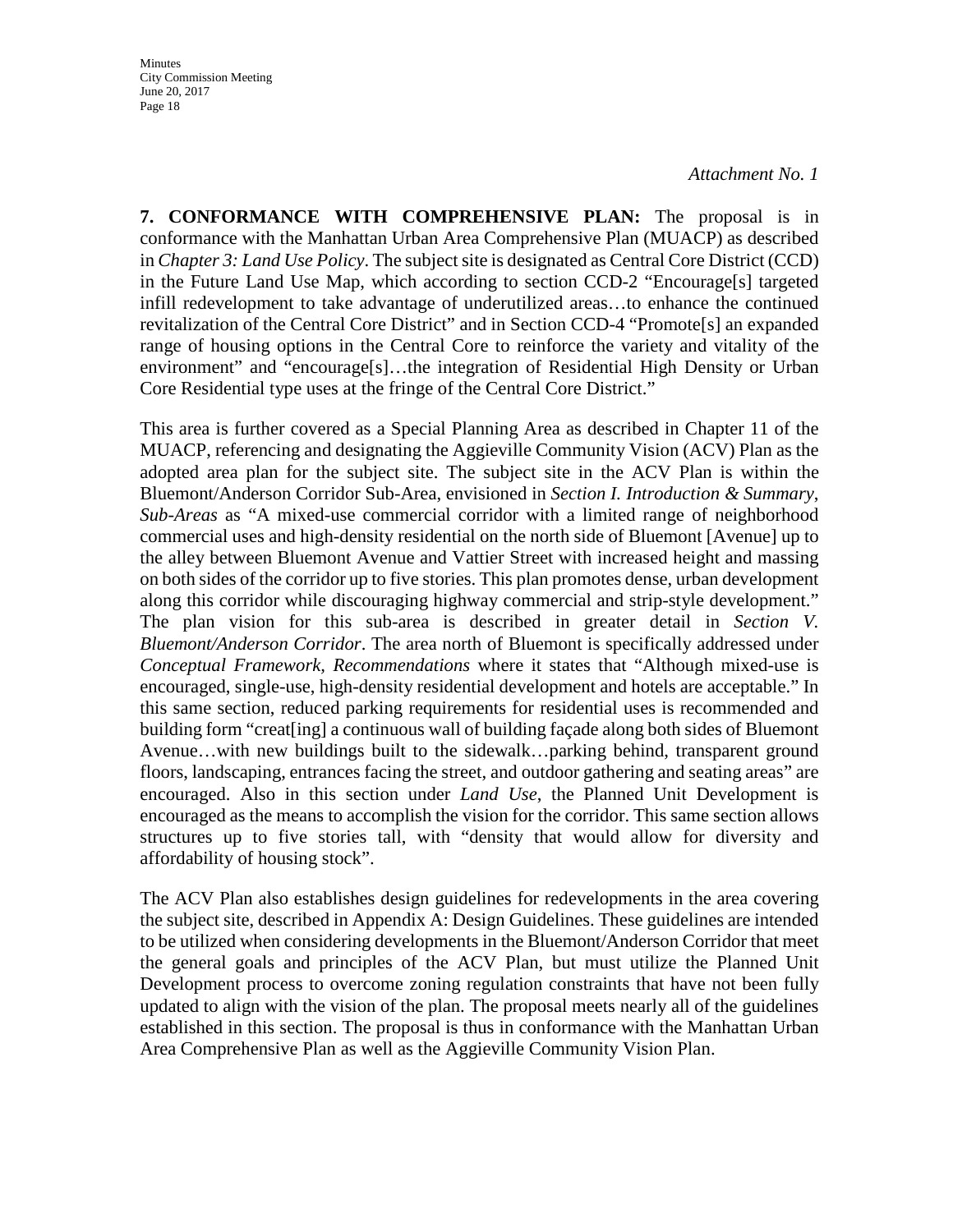*Attachment No. 1*

**7. CONFORMANCE WITH COMPREHENSIVE PLAN:** The proposal is in conformance with the Manhattan Urban Area Comprehensive Plan (MUACP) as described in *Chapter 3: Land Use Policy*. The subject site is designated as Central Core District (CCD) in the Future Land Use Map, which according to section CCD-2 "Encourage[s] targeted infill redevelopment to take advantage of underutilized areas…to enhance the continued revitalization of the Central Core District" and in Section CCD-4 "Promote[s] an expanded range of housing options in the Central Core to reinforce the variety and vitality of the environment" and "encourage[s]…the integration of Residential High Density or Urban Core Residential type uses at the fringe of the Central Core District."

This area is further covered as a Special Planning Area as described in Chapter 11 of the MUACP, referencing and designating the Aggieville Community Vision (ACV) Plan as the adopted area plan for the subject site. The subject site in the ACV Plan is within the Bluemont/Anderson Corridor Sub-Area, envisioned in *Section I. Introduction & Summary*, *Sub-Areas* as "A mixed-use commercial corridor with a limited range of neighborhood commercial uses and high-density residential on the north side of Bluemont [Avenue] up to the alley between Bluemont Avenue and Vattier Street with increased height and massing on both sides of the corridor up to five stories. This plan promotes dense, urban development along this corridor while discouraging highway commercial and strip-style development." The plan vision for this sub-area is described in greater detail in *Section V. Bluemont/Anderson Corridor*. The area north of Bluemont is specifically addressed under *Conceptual Framework*, *Recommendations* where it states that "Although mixed-use is encouraged, single-use, high-density residential development and hotels are acceptable." In this same section, reduced parking requirements for residential uses is recommended and building form "creat[ing] a continuous wall of building façade along both sides of Bluemont Avenue…with new buildings built to the sidewalk…parking behind, transparent ground floors, landscaping, entrances facing the street, and outdoor gathering and seating areas" are encouraged. Also in this section under *Land Use*, the Planned Unit Development is encouraged as the means to accomplish the vision for the corridor. This same section allows structures up to five stories tall, with "density that would allow for diversity and affordability of housing stock".

The ACV Plan also establishes design guidelines for redevelopments in the area covering the subject site, described in Appendix A: Design Guidelines. These guidelines are intended to be utilized when considering developments in the Bluemont/Anderson Corridor that meet the general goals and principles of the ACV Plan, but must utilize the Planned Unit Development process to overcome zoning regulation constraints that have not been fully updated to align with the vision of the plan. The proposal meets nearly all of the guidelines established in this section. The proposal is thus in conformance with the Manhattan Urban Area Comprehensive Plan as well as the Aggieville Community Vision Plan.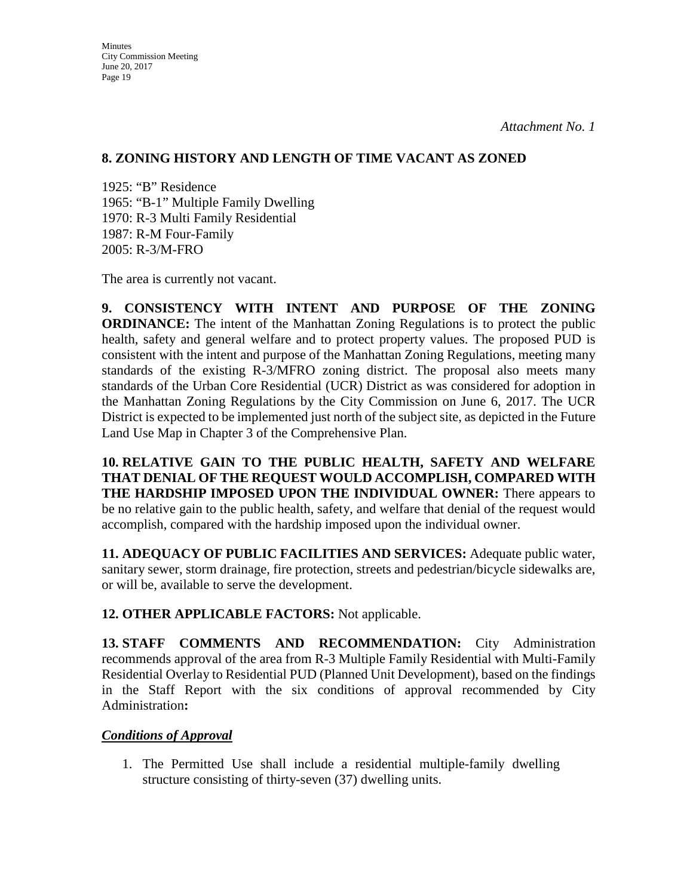*Attachment No. 1*

**8. ZONING HISTORY AND LENGTH OF TIME VACANT AS ZONED**

1925: "B" Residence
1965: "B-1" Multiple Family Dwelling
1970: R-3 Multi Family Residential
1987: R-M Four-Family
2005: R-3/M-FRO

The area is currently not vacant.

**9. CONSISTENCY WITH INTENT AND PURPOSE OF THE ZONING ORDINANCE:** The intent of the Manhattan Zoning Regulations is to protect the public health, safety and general welfare and to protect property values. The proposed PUD is consistent with the intent and purpose of the Manhattan Zoning Regulations, meeting many standards of the existing R-3/MFRO zoning district. The proposal also meets many standards of the Urban Core Residential (UCR) District as was considered for adoption in the Manhattan Zoning Regulations by the City Commission on June 6, 2017. The UCR District is expected to be implemented just north of the subject site, as depicted in the Future Land Use Map in Chapter 3 of the Comprehensive Plan.

**10. RELATIVE GAIN TO THE PUBLIC HEALTH, SAFETY AND WELFARE THAT DENIAL OF THE REQUEST WOULD ACCOMPLISH, COMPARED WITH THE HARDSHIP IMPOSED UPON THE INDIVIDUAL OWNER:** There appears to be no relative gain to the public health, safety, and welfare that denial of the request would accomplish, compared with the hardship imposed upon the individual owner.

**11. ADEQUACY OF PUBLIC FACILITIES AND SERVICES:** Adequate public water, sanitary sewer, storm drainage, fire protection, streets and pedestrian/bicycle sidewalks are, or will be, available to serve the development.

**12. OTHER APPLICABLE FACTORS:** Not applicable.

**13. STAFF COMMENTS AND RECOMMENDATION:** City Administration recommends approval of the area from R-3 Multiple Family Residential with Multi-Family Residential Overlay to Residential PUD (Planned Unit Development), based on the findings in the Staff Report with the six conditions of approval recommended by City Administration**:**

***Conditions of Approval***

1. The Permitted Use shall include a residential multiple-family dwelling structure consisting of thirty-seven (37) dwelling units.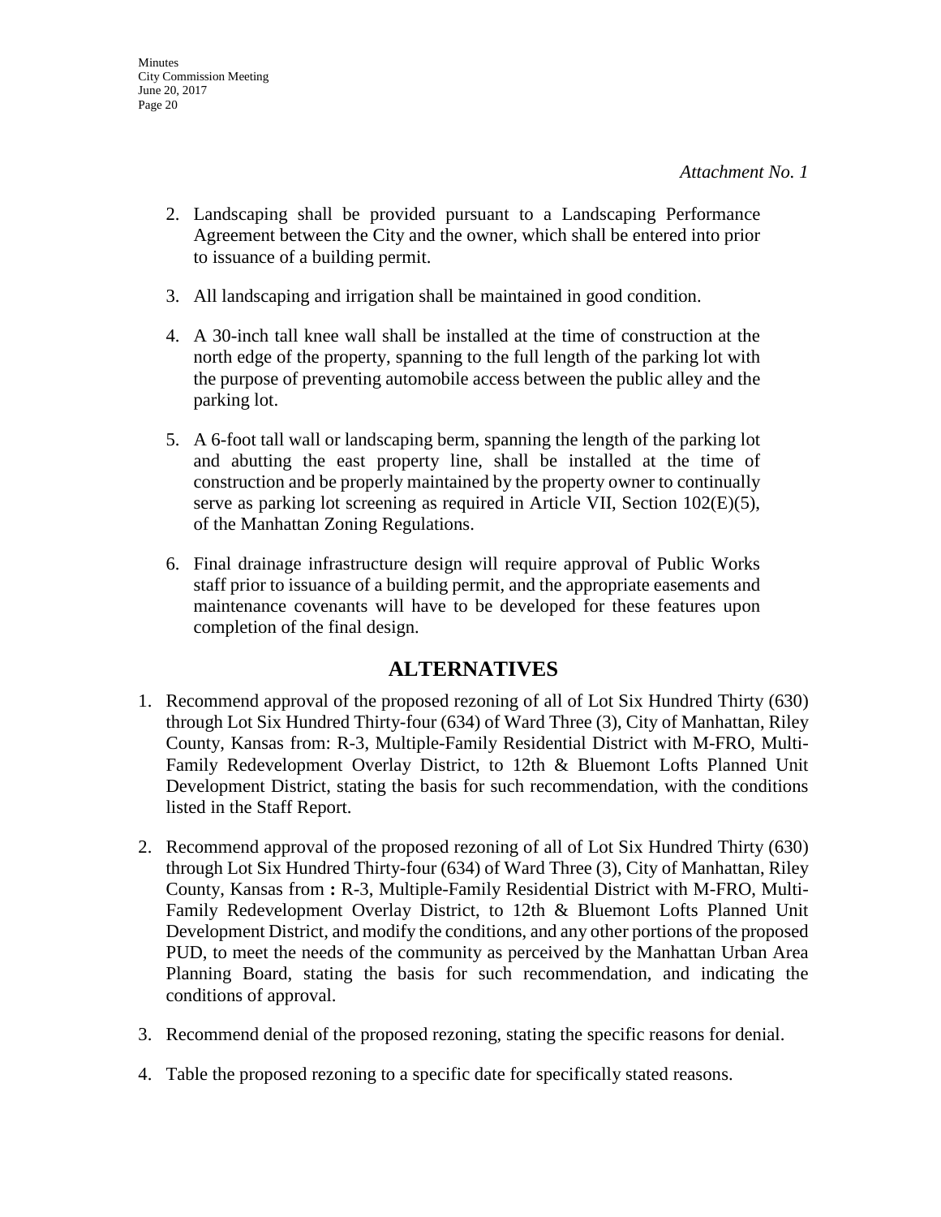*Attachment No. 1*

2. Landscaping shall be provided pursuant to a Landscaping Performance Agreement between the City and the owner, which shall be entered into prior to issuance of a building permit.

3. All landscaping and irrigation shall be maintained in good condition.

4. A 30-inch tall knee wall shall be installed at the time of construction at the north edge of the property, spanning to the full length of the parking lot with the purpose of preventing automobile access between the public alley and the parking lot.

5. A 6-foot tall wall or landscaping berm, spanning the length of the parking lot and abutting the east property line, shall be installed at the time of construction and be properly maintained by the property owner to continually serve as parking lot screening as required in Article VII, Section 102(E)(5), of the Manhattan Zoning Regulations.

6. Final drainage infrastructure design will require approval of Public Works staff prior to issuance of a building permit, and the appropriate easements and maintenance covenants will have to be developed for these features upon completion of the final design.

## ALTERNATIVES

1. Recommend approval of the proposed rezoning of all of Lot Six Hundred Thirty (630) through Lot Six Hundred Thirty-four (634) of Ward Three (3), City of Manhattan, Riley County, Kansas from: R-3, Multiple-Family Residential District with M-FRO, Multi-Family Redevelopment Overlay District, to 12th & Bluemont Lofts Planned Unit Development District, stating the basis for such recommendation, with the conditions listed in the Staff Report.

2. Recommend approval of the proposed rezoning of all of Lot Six Hundred Thirty (630) through Lot Six Hundred Thirty-four (634) of Ward Three (3), City of Manhattan, Riley County, Kansas from **:** R-3, Multiple-Family Residential District with M-FRO, Multi-Family Redevelopment Overlay District, to 12th & Bluemont Lofts Planned Unit Development District, and modify the conditions, and any other portions of the proposed PUD, to meet the needs of the community as perceived by the Manhattan Urban Area Planning Board, stating the basis for such recommendation, and indicating the conditions of approval.

3. Recommend denial of the proposed rezoning, stating the specific reasons for denial.

4. Table the proposed rezoning to a specific date for specifically stated reasons.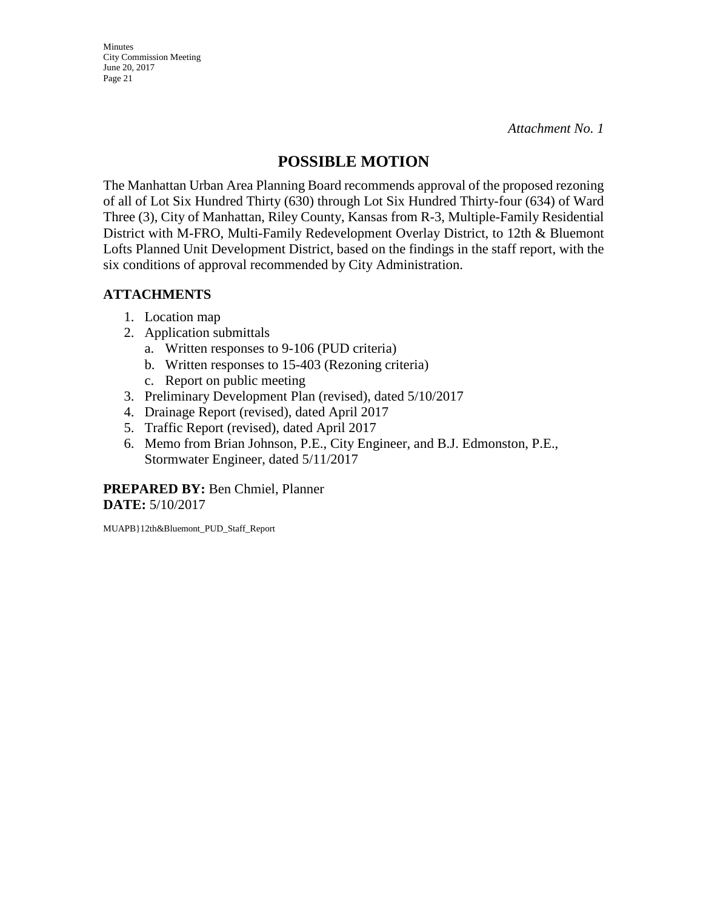*Attachment No. 1*

## POSSIBLE MOTION

The Manhattan Urban Area Planning Board recommends approval of the proposed rezoning of all of Lot Six Hundred Thirty (630) through Lot Six Hundred Thirty-four (634) of Ward Three (3), City of Manhattan, Riley County, Kansas from R-3, Multiple-Family Residential District with M-FRO, Multi-Family Redevelopment Overlay District, to 12th & Bluemont Lofts Planned Unit Development District, based on the findings in the staff report, with the six conditions of approval recommended by City Administration.

### ATTACHMENTS

1. Location map
2. Application submittals
   a. Written responses to 9-106 (PUD criteria)
   b. Written responses to 15-403 (Rezoning criteria)
   c. Report on public meeting
3. Preliminary Development Plan (revised), dated 5/10/2017
4. Drainage Report (revised), dated April 2017
5. Traffic Report (revised), dated April 2017
6. Memo from Brian Johnson, P.E., City Engineer, and B.J. Edmonston, P.E., Stormwater Engineer, dated 5/11/2017

**PREPARED BY:** Ben Chmiel, Planner
**DATE:** 5/10/2017

MUAPB}12th&Bluemont_PUD_Staff_Report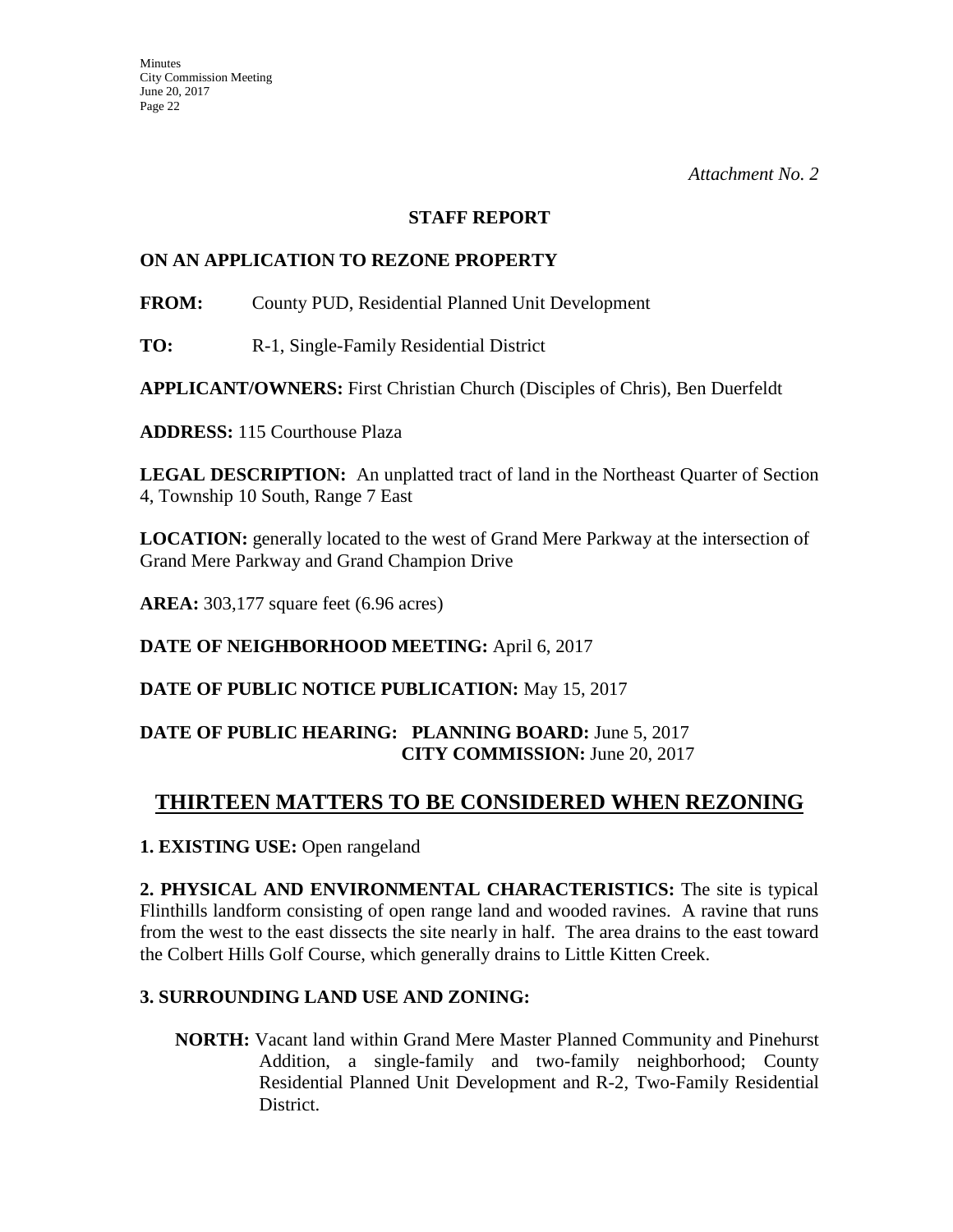*Attachment No. 2*

**STAFF REPORT**

**ON AN APPLICATION TO REZONE PROPERTY**

**FROM:** County PUD, Residential Planned Unit Development

**TO:** R-1, Single-Family Residential District

**APPLICANT/OWNERS:** First Christian Church (Disciples of Chris), Ben Duerfeldt

**ADDRESS:** 115 Courthouse Plaza

**LEGAL DESCRIPTION:** An unplatted tract of land in the Northeast Quarter of Section 4, Township 10 South, Range 7 East

**LOCATION:** generally located to the west of Grand Mere Parkway at the intersection of Grand Mere Parkway and Grand Champion Drive

**AREA:** 303,177 square feet (6.96 acres)

**DATE OF NEIGHBORHOOD MEETING:** April 6, 2017

**DATE OF PUBLIC NOTICE PUBLICATION:** May 15, 2017

**DATE OF PUBLIC HEARING: PLANNING BOARD:** June 5, 2017
**CITY COMMISSION:** June 20, 2017

## THIRTEEN MATTERS TO BE CONSIDERED WHEN REZONING

**1. EXISTING USE:** Open rangeland

**2. PHYSICAL AND ENVIRONMENTAL CHARACTERISTICS:** The site is typical Flinthills landform consisting of open range land and wooded ravines. A ravine that runs from the west to the east dissects the site nearly in half. The area drains to the east toward the Colbert Hills Golf Course, which generally drains to Little Kitten Creek.

**3. SURROUNDING LAND USE AND ZONING:**

**NORTH:** Vacant land within Grand Mere Master Planned Community and Pinehurst Addition, a single-family and two-family neighborhood; County Residential Planned Unit Development and R-2, Two-Family Residential District.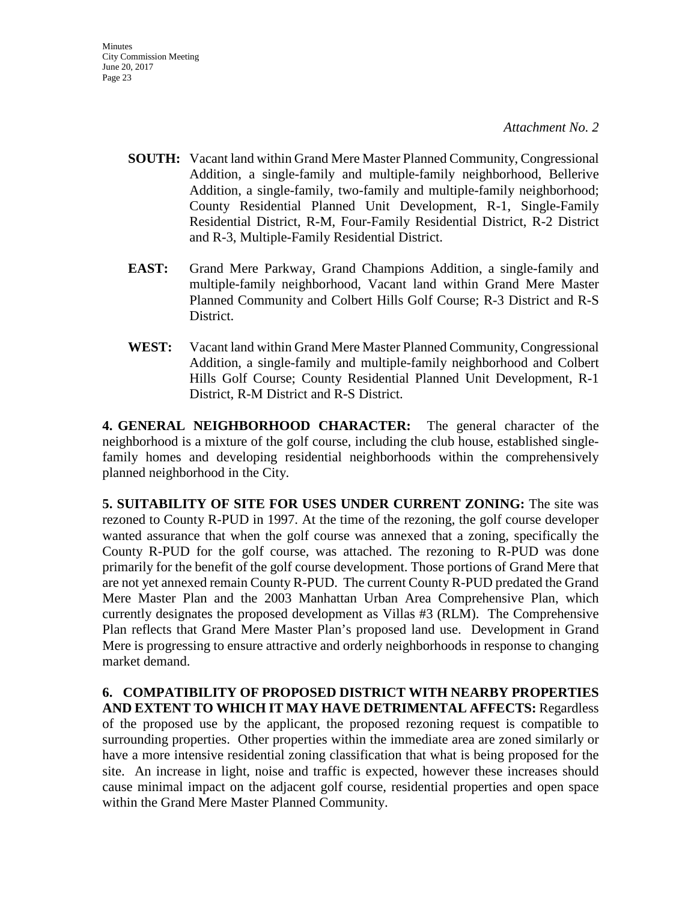*Attachment No. 2*

**SOUTH:** Vacant land within Grand Mere Master Planned Community, Congressional Addition, a single-family and multiple-family neighborhood, Bellerive Addition, a single-family, two-family and multiple-family neighborhood; County Residential Planned Unit Development, R-1, Single-Family Residential District, R-M, Four-Family Residential District, R-2 District and R-3, Multiple-Family Residential District.

**EAST:** Grand Mere Parkway, Grand Champions Addition, a single-family and multiple-family neighborhood, Vacant land within Grand Mere Master Planned Community and Colbert Hills Golf Course; R-3 District and R-S District.

**WEST:** Vacant land within Grand Mere Master Planned Community, Congressional Addition, a single-family and multiple-family neighborhood and Colbert Hills Golf Course; County Residential Planned Unit Development, R-1 District, R-M District and R-S District.

**4. GENERAL NEIGHBORHOOD CHARACTER:** The general character of the neighborhood is a mixture of the golf course, including the club house, established single-family homes and developing residential neighborhoods within the comprehensively planned neighborhood in the City.

**5. SUITABILITY OF SITE FOR USES UNDER CURRENT ZONING:** The site was rezoned to County R-PUD in 1997. At the time of the rezoning, the golf course developer wanted assurance that when the golf course was annexed that a zoning, specifically the County R-PUD for the golf course, was attached. The rezoning to R-PUD was done primarily for the benefit of the golf course development. Those portions of Grand Mere that are not yet annexed remain County R-PUD. The current County R-PUD predated the Grand Mere Master Plan and the 2003 Manhattan Urban Area Comprehensive Plan, which currently designates the proposed development as Villas #3 (RLM). The Comprehensive Plan reflects that Grand Mere Master Plan's proposed land use. Development in Grand Mere is progressing to ensure attractive and orderly neighborhoods in response to changing market demand.

**6. COMPATIBILITY OF PROPOSED DISTRICT WITH NEARBY PROPERTIES AND EXTENT TO WHICH IT MAY HAVE DETRIMENTAL AFFECTS:** Regardless of the proposed use by the applicant, the proposed rezoning request is compatible to surrounding properties. Other properties within the immediate area are zoned similarly or have a more intensive residential zoning classification that what is being proposed for the site. An increase in light, noise and traffic is expected, however these increases should cause minimal impact on the adjacent golf course, residential properties and open space within the Grand Mere Master Planned Community.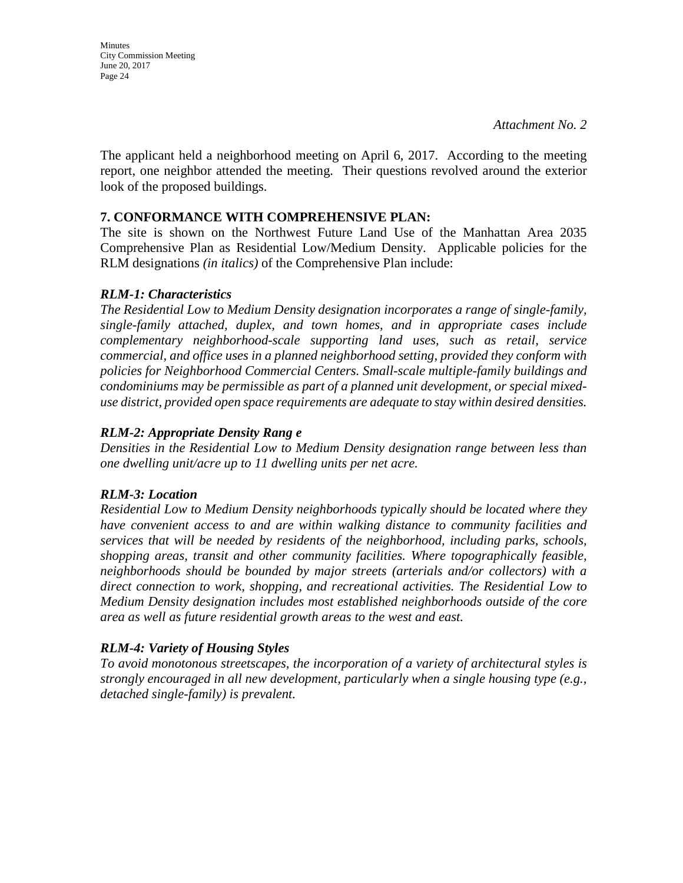*Attachment No. 2*

The applicant held a neighborhood meeting on April 6, 2017. According to the meeting report, one neighbor attended the meeting. Their questions revolved around the exterior look of the proposed buildings.

**7. CONFORMANCE WITH COMPREHENSIVE PLAN:**

The site is shown on the Northwest Future Land Use of the Manhattan Area 2035 Comprehensive Plan as Residential Low/Medium Density. Applicable policies for the RLM designations *(in italics)* of the Comprehensive Plan include:

***RLM-1: Characteristics***

*The Residential Low to Medium Density designation incorporates a range of single-family, single-family attached, duplex, and town homes, and in appropriate cases include complementary neighborhood-scale supporting land uses, such as retail, service commercial, and office uses in a planned neighborhood setting, provided they conform with policies for Neighborhood Commercial Centers. Small-scale multiple-family buildings and condominiums may be permissible as part of a planned unit development, or special mixed-use district, provided open space requirements are adequate to stay within desired densities.*

***RLM-2: Appropriate Density Rang e***

*Densities in the Residential Low to Medium Density designation range between less than one dwelling unit/acre up to 11 dwelling units per net acre.*

***RLM-3: Location***

*Residential Low to Medium Density neighborhoods typically should be located where they have convenient access to and are within walking distance to community facilities and services that will be needed by residents of the neighborhood, including parks, schools, shopping areas, transit and other community facilities. Where topographically feasible, neighborhoods should be bounded by major streets (arterials and/or collectors) with a direct connection to work, shopping, and recreational activities. The Residential Low to Medium Density designation includes most established neighborhoods outside of the core area as well as future residential growth areas to the west and east.*

***RLM-4: Variety of Housing Styles***

*To avoid monotonous streetscapes, the incorporation of a variety of architectural styles is strongly encouraged in all new development, particularly when a single housing type (e.g., detached single-family) is prevalent.*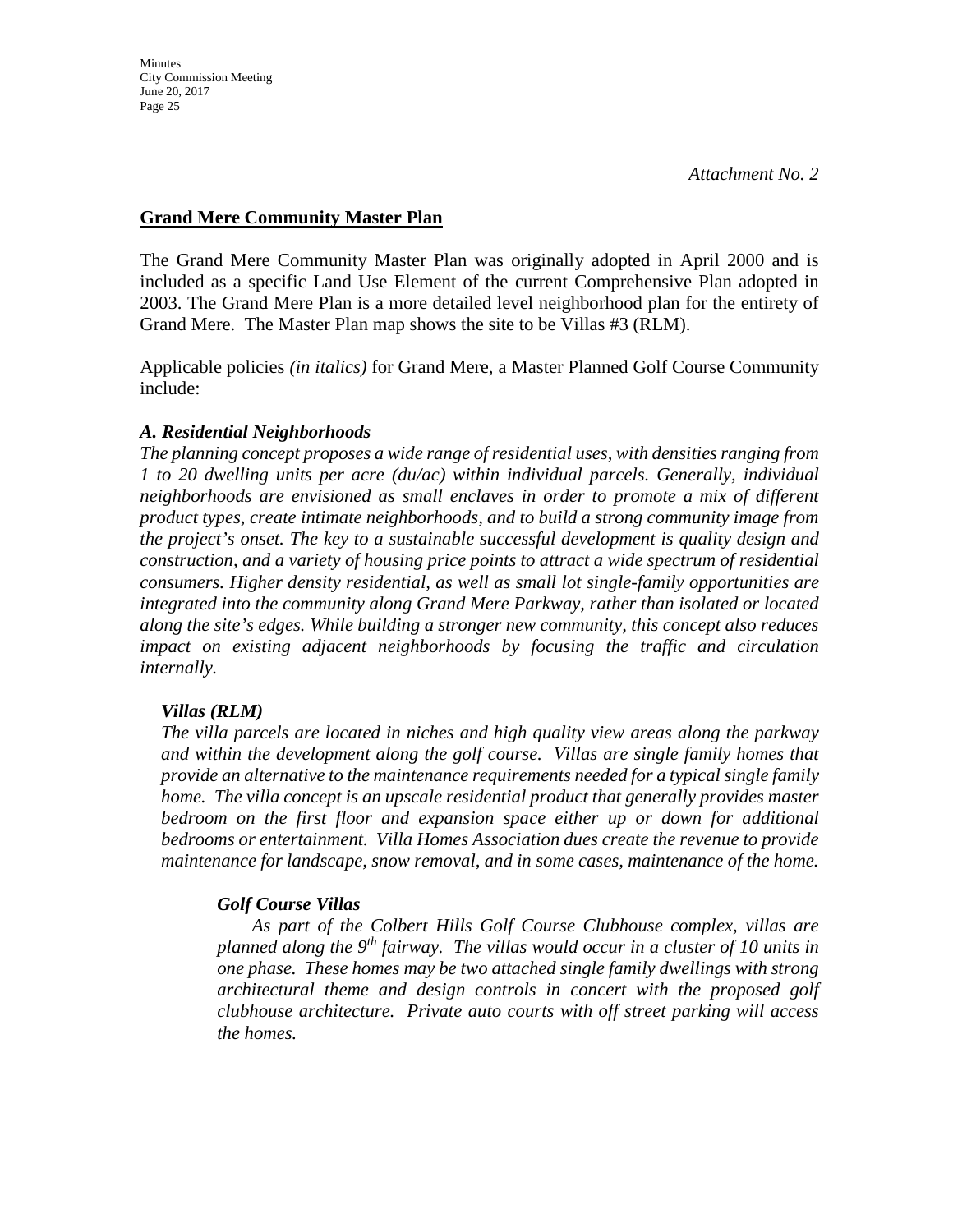*Attachment No. 2*

## Grand Mere Community Master Plan

The Grand Mere Community Master Plan was originally adopted in April 2000 and is included as a specific Land Use Element of the current Comprehensive Plan adopted in 2003. The Grand Mere Plan is a more detailed level neighborhood plan for the entirety of Grand Mere. The Master Plan map shows the site to be Villas #3 (RLM).

Applicable policies *(in italics)* for Grand Mere, a Master Planned Golf Course Community include:

### *A. Residential Neighborhoods*

*The planning concept proposes a wide range of residential uses, with densities ranging from 1 to 20 dwelling units per acre (du/ac) within individual parcels. Generally, individual neighborhoods are envisioned as small enclaves in order to promote a mix of different product types, create intimate neighborhoods, and to build a strong community image from the project's onset. The key to a sustainable successful development is quality design and construction, and a variety of housing price points to attract a wide spectrum of residential consumers. Higher density residential, as well as small lot single-family opportunities are integrated into the community along Grand Mere Parkway, rather than isolated or located along the site's edges. While building a stronger new community, this concept also reduces impact on existing adjacent neighborhoods by focusing the traffic and circulation internally.*

#### *Villas (RLM)*

*The villa parcels are located in niches and high quality view areas along the parkway and within the development along the golf course. Villas are single family homes that provide an alternative to the maintenance requirements needed for a typical single family home. The villa concept is an upscale residential product that generally provides master bedroom on the first floor and expansion space either up or down for additional bedrooms or entertainment. Villa Homes Association dues create the revenue to provide maintenance for landscape, snow removal, and in some cases, maintenance of the home.*

##### *Golf Course Villas*

*As part of the Colbert Hills Golf Course Clubhouse complex, villas are planned along the 9th fairway. The villas would occur in a cluster of 10 units in one phase. These homes may be two attached single family dwellings with strong architectural theme and design controls in concert with the proposed golf clubhouse architecture. Private auto courts with off street parking will access the homes.*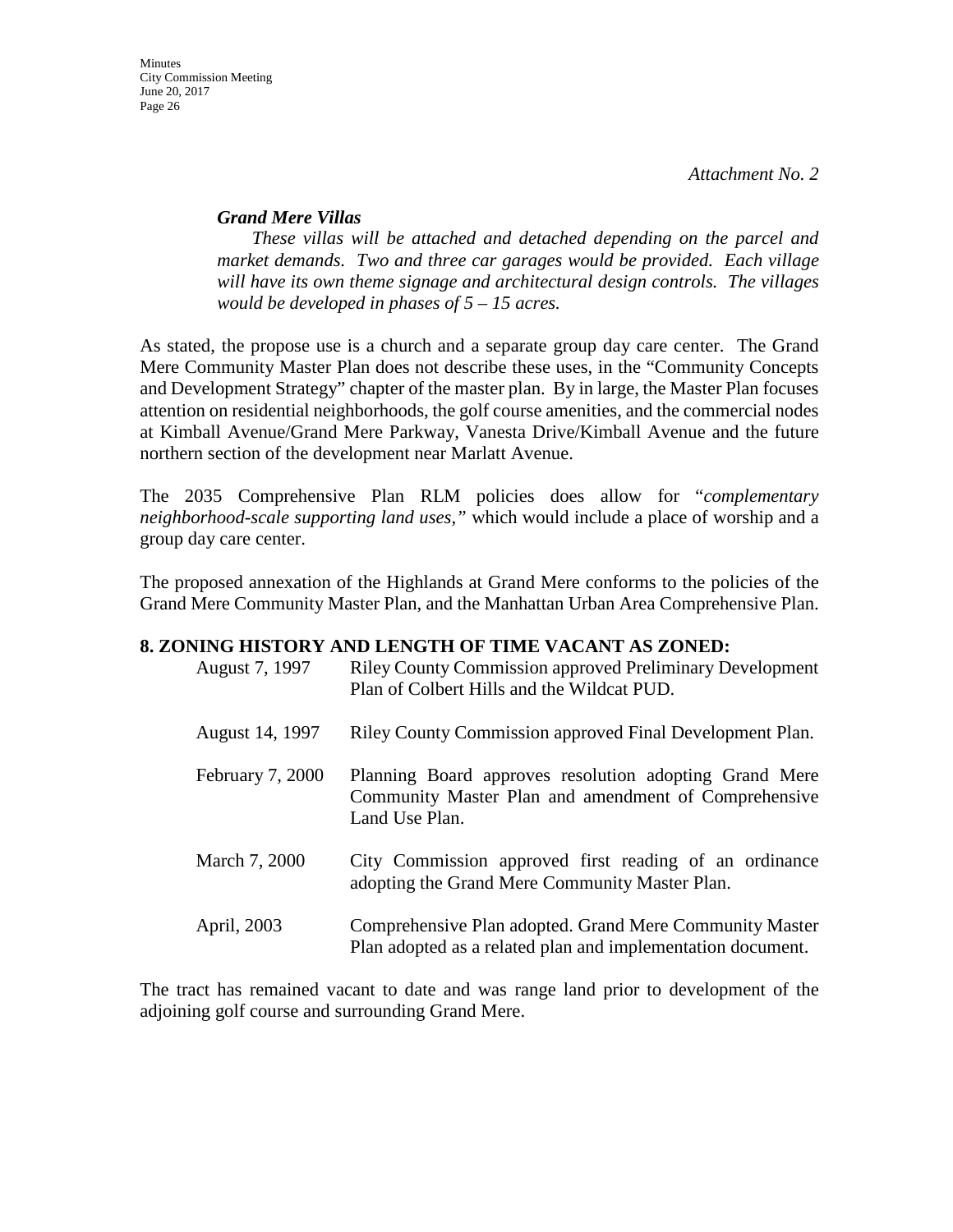*Attachment No. 2*

***Grand Mere Villas***

*These villas will be attached and detached depending on the parcel and market demands. Two and three car garages would be provided. Each village will have its own theme signage and architectural design controls. The villages would be developed in phases of 5 – 15 acres.*

As stated, the propose use is a church and a separate group day care center. The Grand Mere Community Master Plan does not describe these uses, in the "Community Concepts and Development Strategy" chapter of the master plan. By in large, the Master Plan focuses attention on residential neighborhoods, the golf course amenities, and the commercial nodes at Kimball Avenue/Grand Mere Parkway, Vanesta Drive/Kimball Avenue and the future northern section of the development near Marlatt Avenue.

The 2035 Comprehensive Plan RLM policies does allow for "*complementary neighborhood-scale supporting land uses,"* which would include a place of worship and a group day care center.

The proposed annexation of the Highlands at Grand Mere conforms to the policies of the Grand Mere Community Master Plan, and the Manhattan Urban Area Comprehensive Plan.

## 8. ZONING HISTORY AND LENGTH OF TIME VACANT AS ZONED:

| | |
|---|---|
| August 7, 1997 | Riley County Commission approved Preliminary Development Plan of Colbert Hills and the Wildcat PUD. |
| August 14, 1997 | Riley County Commission approved Final Development Plan. |
| February 7, 2000 | Planning Board approves resolution adopting Grand Mere Community Master Plan and amendment of Comprehensive Land Use Plan. |
| March 7, 2000 | City Commission approved first reading of an ordinance adopting the Grand Mere Community Master Plan. |
| April, 2003 | Comprehensive Plan adopted. Grand Mere Community Master Plan adopted as a related plan and implementation document. |

The tract has remained vacant to date and was range land prior to development of the adjoining golf course and surrounding Grand Mere.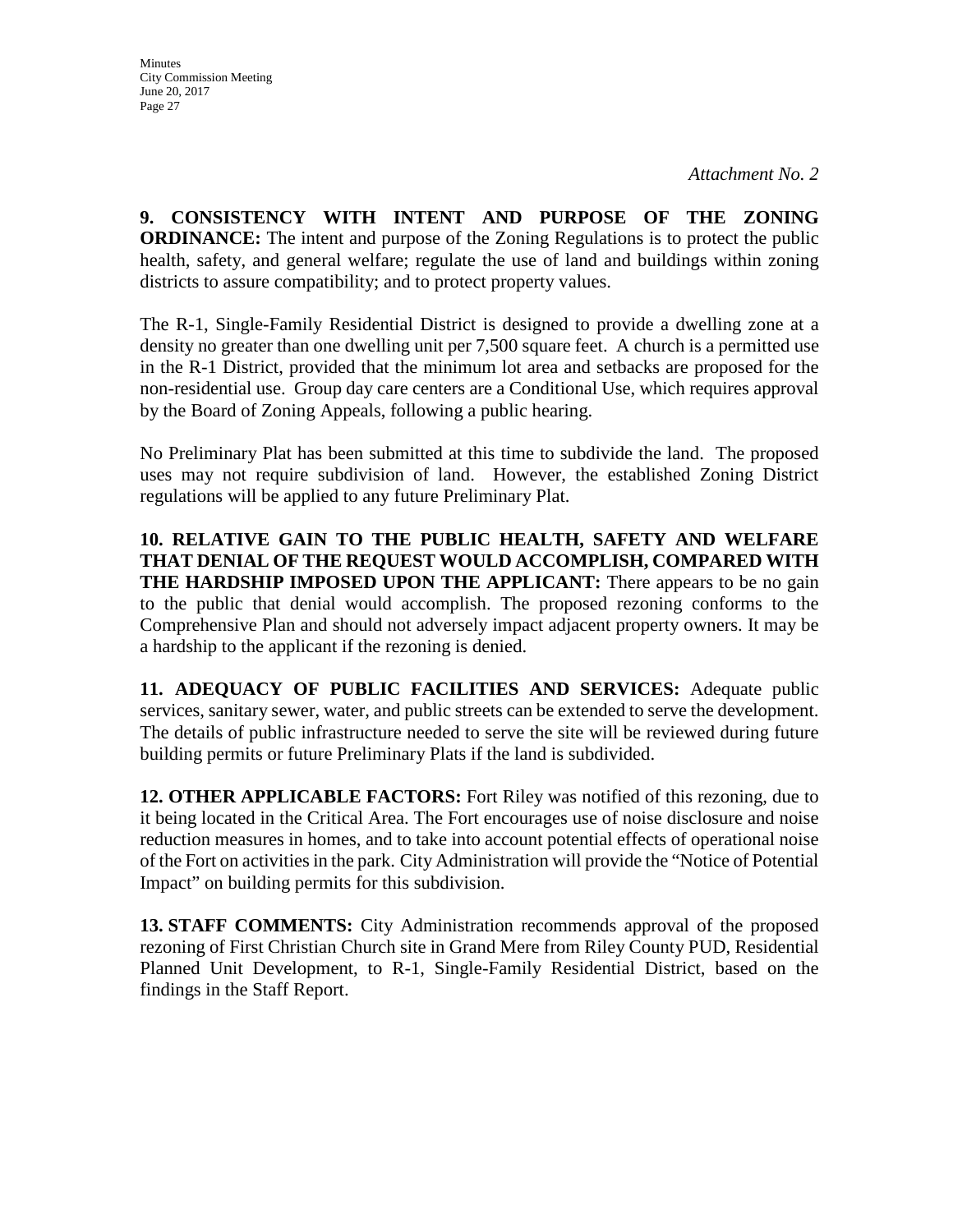*Attachment No. 2*

**9. CONSISTENCY WITH INTENT AND PURPOSE OF THE ZONING ORDINANCE:** The intent and purpose of the Zoning Regulations is to protect the public health, safety, and general welfare; regulate the use of land and buildings within zoning districts to assure compatibility; and to protect property values.

The R-1, Single-Family Residential District is designed to provide a dwelling zone at a density no greater than one dwelling unit per 7,500 square feet. A church is a permitted use in the R-1 District, provided that the minimum lot area and setbacks are proposed for the non-residential use. Group day care centers are a Conditional Use, which requires approval by the Board of Zoning Appeals, following a public hearing.

No Preliminary Plat has been submitted at this time to subdivide the land. The proposed uses may not require subdivision of land. However, the established Zoning District regulations will be applied to any future Preliminary Plat.

**10. RELATIVE GAIN TO THE PUBLIC HEALTH, SAFETY AND WELFARE THAT DENIAL OF THE REQUEST WOULD ACCOMPLISH, COMPARED WITH THE HARDSHIP IMPOSED UPON THE APPLICANT:** There appears to be no gain to the public that denial would accomplish. The proposed rezoning conforms to the Comprehensive Plan and should not adversely impact adjacent property owners. It may be a hardship to the applicant if the rezoning is denied.

**11. ADEQUACY OF PUBLIC FACILITIES AND SERVICES:** Adequate public services, sanitary sewer, water, and public streets can be extended to serve the development. The details of public infrastructure needed to serve the site will be reviewed during future building permits or future Preliminary Plats if the land is subdivided.

**12. OTHER APPLICABLE FACTORS:** Fort Riley was notified of this rezoning, due to it being located in the Critical Area. The Fort encourages use of noise disclosure and noise reduction measures in homes, and to take into account potential effects of operational noise of the Fort on activities in the park. City Administration will provide the "Notice of Potential Impact" on building permits for this subdivision.

**13. STAFF COMMENTS:** City Administration recommends approval of the proposed rezoning of First Christian Church site in Grand Mere from Riley County PUD, Residential Planned Unit Development, to R-1, Single-Family Residential District, based on the findings in the Staff Report.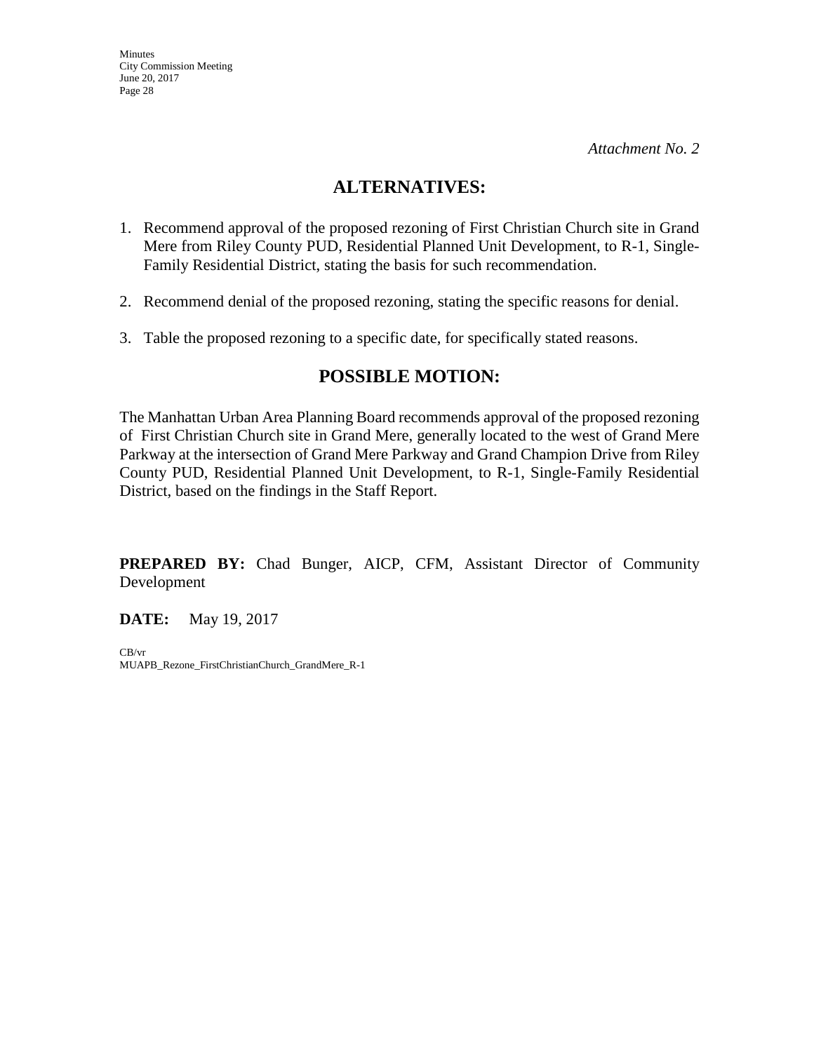*Attachment No. 2*

## ALTERNATIVES:

1. Recommend approval of the proposed rezoning of First Christian Church site in Grand Mere from Riley County PUD, Residential Planned Unit Development, to R-1, Single-Family Residential District, stating the basis for such recommendation.

2. Recommend denial of the proposed rezoning, stating the specific reasons for denial.

3. Table the proposed rezoning to a specific date, for specifically stated reasons.

## POSSIBLE MOTION:

The Manhattan Urban Area Planning Board recommends approval of the proposed rezoning of First Christian Church site in Grand Mere, generally located to the west of Grand Mere Parkway at the intersection of Grand Mere Parkway and Grand Champion Drive from Riley County PUD, Residential Planned Unit Development, to R-1, Single-Family Residential District, based on the findings in the Staff Report.

**PREPARED BY:** Chad Bunger, AICP, CFM, Assistant Director of Community Development

**DATE:** May 19, 2017

CB/vr
MUAPB_Rezone_FirstChristianChurch_GrandMere_R-1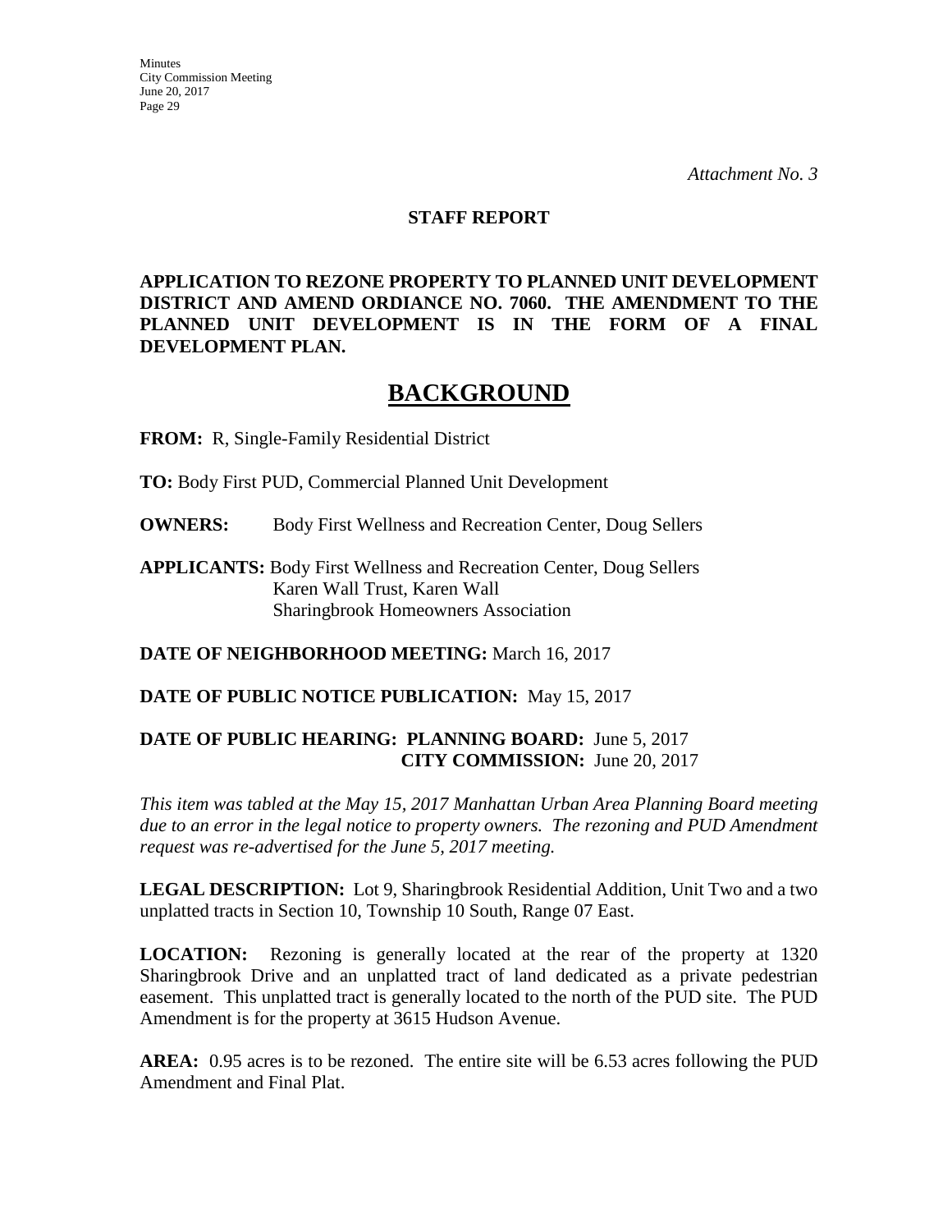*Attachment No. 3*

**STAFF REPORT**

**APPLICATION TO REZONE PROPERTY TO PLANNED UNIT DEVELOPMENT DISTRICT AND AMEND ORDIANCE NO. 7060. THE AMENDMENT TO THE PLANNED UNIT DEVELOPMENT IS IN THE FORM OF A FINAL DEVELOPMENT PLAN.**

# BACKGROUND

**FROM:** R, Single-Family Residential District

**TO:** Body First PUD, Commercial Planned Unit Development

**OWNERS:** Body First Wellness and Recreation Center, Doug Sellers

**APPLICANTS:** Body First Wellness and Recreation Center, Doug Sellers
Karen Wall Trust, Karen Wall
Sharingbrook Homeowners Association

**DATE OF NEIGHBORHOOD MEETING:** March 16, 2017

**DATE OF PUBLIC NOTICE PUBLICATION:** May 15, 2017

**DATE OF PUBLIC HEARING: PLANNING BOARD:** June 5, 2017
**CITY COMMISSION:** June 20, 2017

*This item was tabled at the May 15, 2017 Manhattan Urban Area Planning Board meeting due to an error in the legal notice to property owners. The rezoning and PUD Amendment request was re-advertised for the June 5, 2017 meeting.*

**LEGAL DESCRIPTION:** Lot 9, Sharingbrook Residential Addition, Unit Two and a two unplatted tracts in Section 10, Township 10 South, Range 07 East.

**LOCATION:** Rezoning is generally located at the rear of the property at 1320 Sharingbrook Drive and an unplatted tract of land dedicated as a private pedestrian easement. This unplatted tract is generally located to the north of the PUD site. The PUD Amendment is for the property at 3615 Hudson Avenue.

**AREA:** 0.95 acres is to be rezoned. The entire site will be 6.53 acres following the PUD Amendment and Final Plat.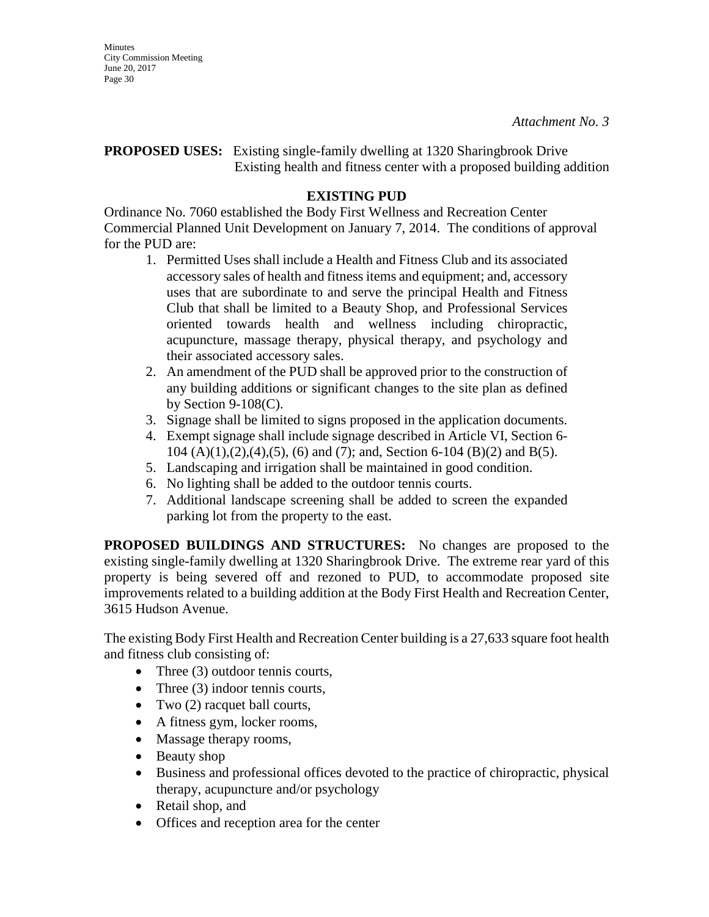*Attachment No. 3*

**PROPOSED USES:** Existing single-family dwelling at 1320 Sharingbrook Drive
Existing health and fitness center with a proposed building addition

**EXISTING PUD**

Ordinance No. 7060 established the Body First Wellness and Recreation Center Commercial Planned Unit Development on January 7, 2014. The conditions of approval for the PUD are:

1. Permitted Uses shall include a Health and Fitness Club and its associated accessory sales of health and fitness items and equipment; and, accessory uses that are subordinate to and serve the principal Health and Fitness Club that shall be limited to a Beauty Shop, and Professional Services oriented towards health and wellness including chiropractic, acupuncture, massage therapy, physical therapy, and psychology and their associated accessory sales.
2. An amendment of the PUD shall be approved prior to the construction of any building additions or significant changes to the site plan as defined by Section 9-108(C).
3. Signage shall be limited to signs proposed in the application documents.
4. Exempt signage shall include signage described in Article VI, Section 6-104 (A)(1),(2),(4),(5), (6) and (7); and, Section 6-104 (B)(2) and B(5).
5. Landscaping and irrigation shall be maintained in good condition.
6. No lighting shall be added to the outdoor tennis courts.
7. Additional landscape screening shall be added to screen the expanded parking lot from the property to the east.

**PROPOSED BUILDINGS AND STRUCTURES:** No changes are proposed to the existing single-family dwelling at 1320 Sharingbrook Drive. The extreme rear yard of this property is being severed off and rezoned to PUD, to accommodate proposed site improvements related to a building addition at the Body First Health and Recreation Center, 3615 Hudson Avenue.

The existing Body First Health and Recreation Center building is a 27,633 square foot health and fitness club consisting of:

- Three (3) outdoor tennis courts,
- Three (3) indoor tennis courts,
- Two (2) racquet ball courts,
- A fitness gym, locker rooms,
- Massage therapy rooms,
- Beauty shop
- Business and professional offices devoted to the practice of chiropractic, physical therapy, acupuncture and/or psychology
- Retail shop, and
- Offices and reception area for the center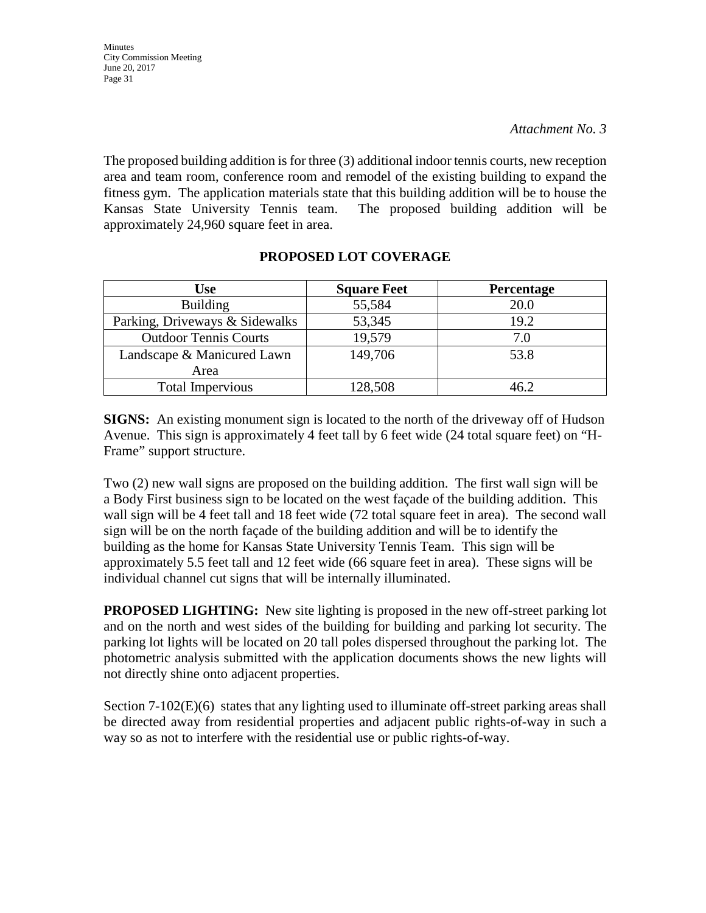*Attachment No. 3*

The proposed building addition is for three (3) additional indoor tennis courts, new reception area and team room, conference room and remodel of the existing building to expand the fitness gym. The application materials state that this building addition will be to house the Kansas State University Tennis team. The proposed building addition will be approximately 24,960 square feet in area.

**PROPOSED LOT COVERAGE**

| Use | Square Feet | Percentage |
|---|---|---|
| Building | 55,584 | 20.0 |
| Parking, Driveways & Sidewalks | 53,345 | 19.2 |
| Outdoor Tennis Courts | 19,579 | 7.0 |
| Landscape & Manicured Lawn Area | 149,706 | 53.8 |
| Total Impervious | 128,508 | 46.2 |

**SIGNS:** An existing monument sign is located to the north of the driveway off of Hudson Avenue. This sign is approximately 4 feet tall by 6 feet wide (24 total square feet) on "H-Frame" support structure.

Two (2) new wall signs are proposed on the building addition. The first wall sign will be a Body First business sign to be located on the west façade of the building addition. This wall sign will be 4 feet tall and 18 feet wide (72 total square feet in area). The second wall sign will be on the north façade of the building addition and will be to identify the building as the home for Kansas State University Tennis Team. This sign will be approximately 5.5 feet tall and 12 feet wide (66 square feet in area). These signs will be individual channel cut signs that will be internally illuminated.

**PROPOSED LIGHTING:** New site lighting is proposed in the new off-street parking lot and on the north and west sides of the building for building and parking lot security. The parking lot lights will be located on 20 tall poles dispersed throughout the parking lot. The photometric analysis submitted with the application documents shows the new lights will not directly shine onto adjacent properties.

Section 7-102(E)(6) states that any lighting used to illuminate off-street parking areas shall be directed away from residential properties and adjacent public rights-of-way in such a way so as not to interfere with the residential use or public rights-of-way.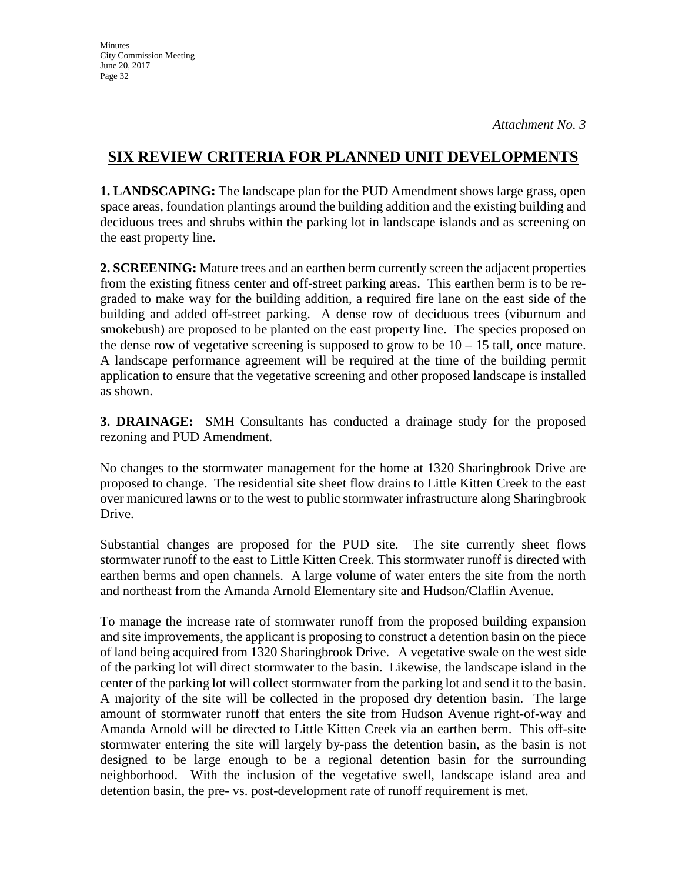*Attachment No. 3*

## SIX REVIEW CRITERIA FOR PLANNED UNIT DEVELOPMENTS

**1. LANDSCAPING:** The landscape plan for the PUD Amendment shows large grass, open space areas, foundation plantings around the building addition and the existing building and deciduous trees and shrubs within the parking lot in landscape islands and as screening on the east property line.

**2. SCREENING:** Mature trees and an earthen berm currently screen the adjacent properties from the existing fitness center and off-street parking areas. This earthen berm is to be re-graded to make way for the building addition, a required fire lane on the east side of the building and added off-street parking. A dense row of deciduous trees (viburnum and smokebush) are proposed to be planted on the east property line. The species proposed on the dense row of vegetative screening is supposed to grow to be 10 – 15 tall, once mature. A landscape performance agreement will be required at the time of the building permit application to ensure that the vegetative screening and other proposed landscape is installed as shown.

**3. DRAINAGE:** SMH Consultants has conducted a drainage study for the proposed rezoning and PUD Amendment.

No changes to the stormwater management for the home at 1320 Sharingbrook Drive are proposed to change. The residential site sheet flow drains to Little Kitten Creek to the east over manicured lawns or to the west to public stormwater infrastructure along Sharingbrook Drive.

Substantial changes are proposed for the PUD site. The site currently sheet flows stormwater runoff to the east to Little Kitten Creek. This stormwater runoff is directed with earthen berms and open channels. A large volume of water enters the site from the north and northeast from the Amanda Arnold Elementary site and Hudson/Claflin Avenue.

To manage the increase rate of stormwater runoff from the proposed building expansion and site improvements, the applicant is proposing to construct a detention basin on the piece of land being acquired from 1320 Sharingbrook Drive. A vegetative swale on the west side of the parking lot will direct stormwater to the basin. Likewise, the landscape island in the center of the parking lot will collect stormwater from the parking lot and send it to the basin. A majority of the site will be collected in the proposed dry detention basin. The large amount of stormwater runoff that enters the site from Hudson Avenue right-of-way and Amanda Arnold will be directed to Little Kitten Creek via an earthen berm. This off-site stormwater entering the site will largely by-pass the detention basin, as the basin is not designed to be large enough to be a regional detention basin for the surrounding neighborhood. With the inclusion of the vegetative swell, landscape island area and detention basin, the pre- vs. post-development rate of runoff requirement is met.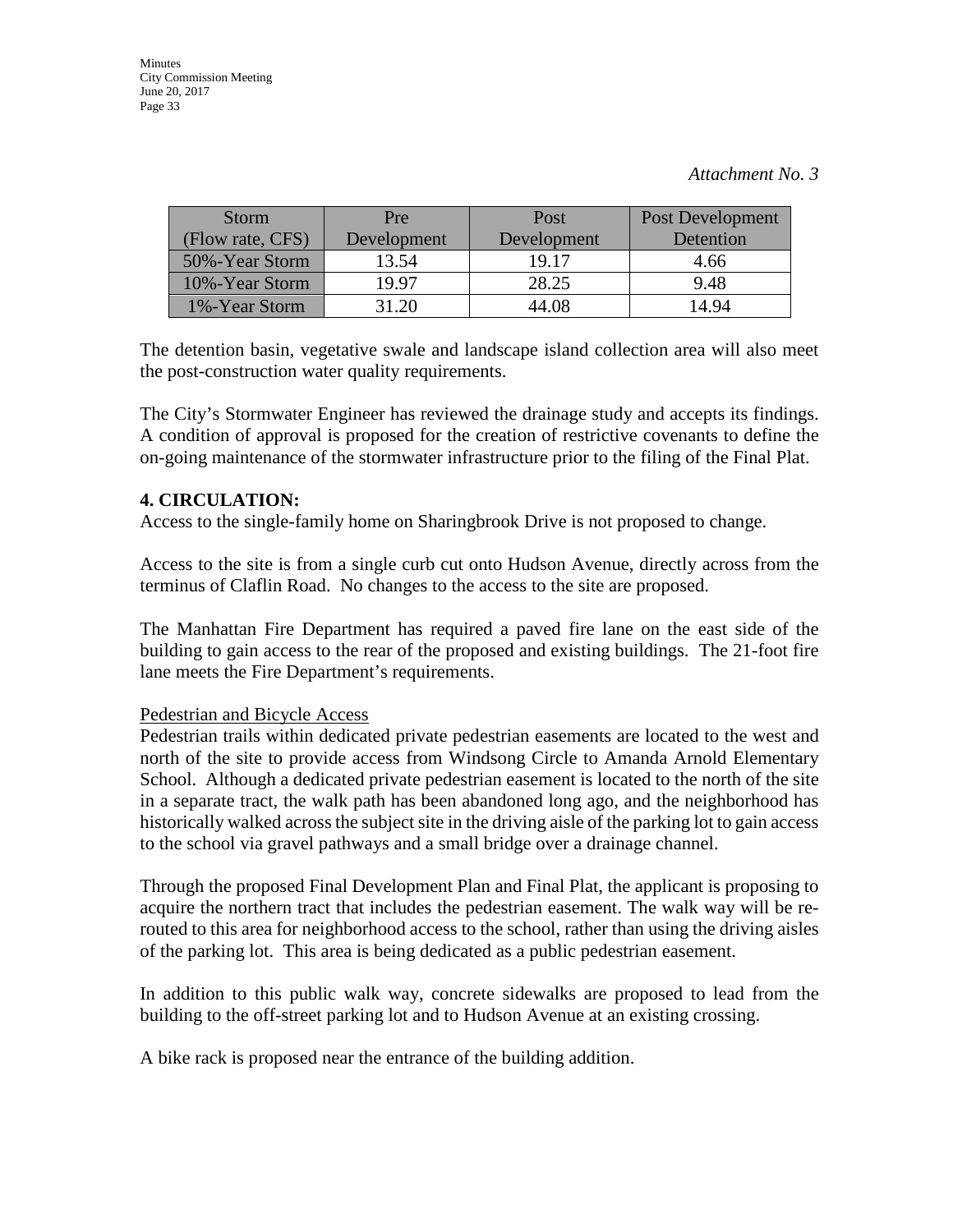*Attachment No. 3*

| Storm (Flow rate, CFS) | Pre Development | Post Development | Post Development Detention |
|---|---|---|---|
| 50%-Year Storm | 13.54 | 19.17 | 4.66 |
| 10%-Year Storm | 19.97 | 28.25 | 9.48 |
| 1%-Year Storm | 31.20 | 44.08 | 14.94 |

The detention basin, vegetative swale and landscape island collection area will also meet the post-construction water quality requirements.

The City's Stormwater Engineer has reviewed the drainage study and accepts its findings. A condition of approval is proposed for the creation of restrictive covenants to define the on-going maintenance of the stormwater infrastructure prior to the filing of the Final Plat.

**4. CIRCULATION:**

Access to the single-family home on Sharingbrook Drive is not proposed to change.

Access to the site is from a single curb cut onto Hudson Avenue, directly across from the terminus of Claflin Road. No changes to the access to the site are proposed.

The Manhattan Fire Department has required a paved fire lane on the east side of the building to gain access to the rear of the proposed and existing buildings. The 21-foot fire lane meets the Fire Department's requirements.

<u>Pedestrian and Bicycle Access</u>

Pedestrian trails within dedicated private pedestrian easements are located to the west and north of the site to provide access from Windsong Circle to Amanda Arnold Elementary School. Although a dedicated private pedestrian easement is located to the north of the site in a separate tract, the walk path has been abandoned long ago, and the neighborhood has historically walked across the subject site in the driving aisle of the parking lot to gain access to the school via gravel pathways and a small bridge over a drainage channel.

Through the proposed Final Development Plan and Final Plat, the applicant is proposing to acquire the northern tract that includes the pedestrian easement. The walk way will be re-routed to this area for neighborhood access to the school, rather than using the driving aisles of the parking lot. This area is being dedicated as a public pedestrian easement.

In addition to this public walk way, concrete sidewalks are proposed to lead from the building to the off-street parking lot and to Hudson Avenue at an existing crossing.

A bike rack is proposed near the entrance of the building addition.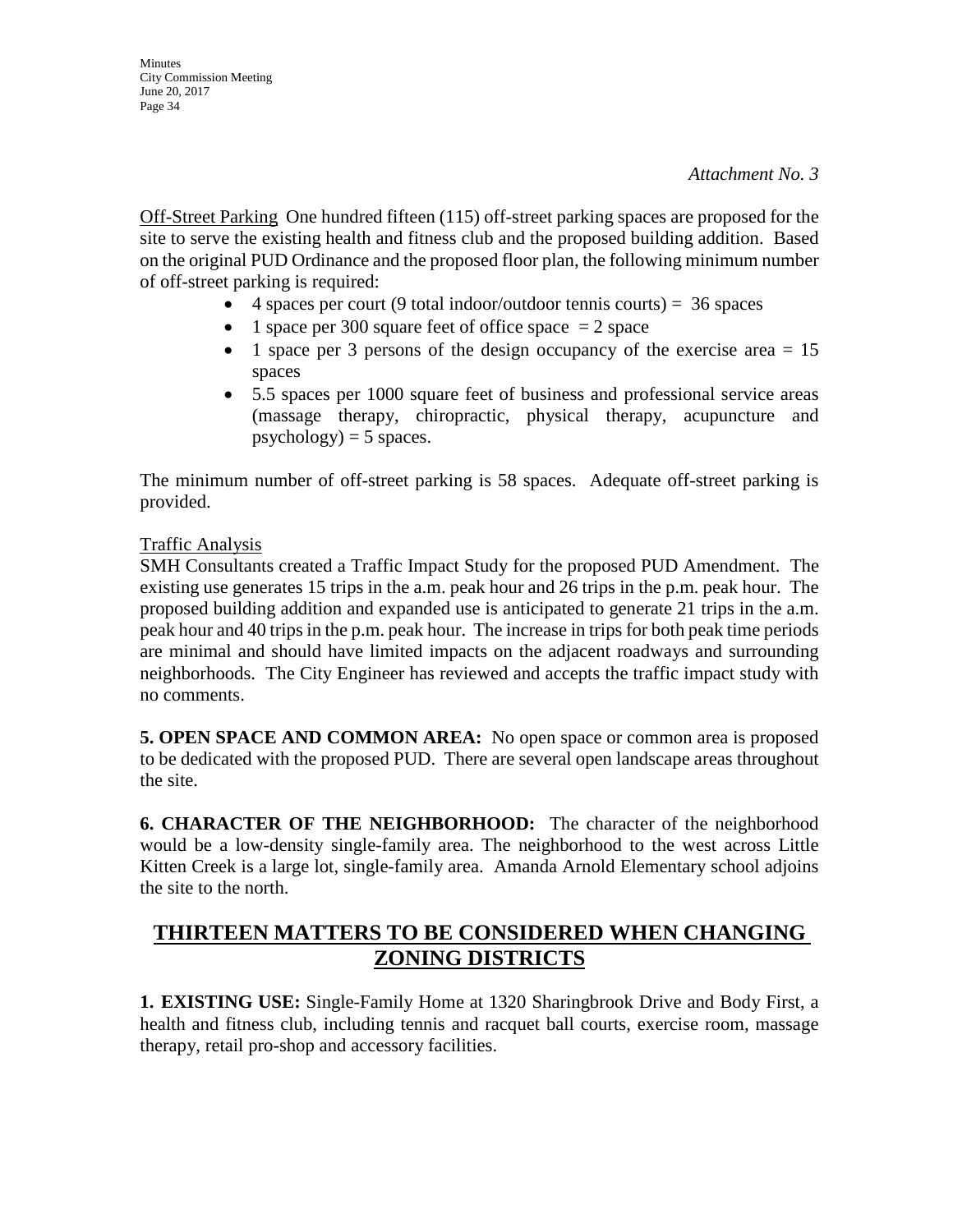*Attachment No. 3*

Off-Street Parking  One hundred fifteen (115) off-street parking spaces are proposed for the site to serve the existing health and fitness club and the proposed building addition. Based on the original PUD Ordinance and the proposed floor plan, the following minimum number of off-street parking is required:

- 4 spaces per court (9 total indoor/outdoor tennis courts) = 36 spaces
- 1 space per 300 square feet of office space = 2 space
- 1 space per 3 persons of the design occupancy of the exercise area = 15 spaces
- 5.5 spaces per 1000 square feet of business and professional service areas (massage therapy, chiropractic, physical therapy, acupuncture and psychology) = 5 spaces.

The minimum number of off-street parking is 58 spaces. Adequate off-street parking is provided.

Traffic Analysis

SMH Consultants created a Traffic Impact Study for the proposed PUD Amendment. The existing use generates 15 trips in the a.m. peak hour and 26 trips in the p.m. peak hour. The proposed building addition and expanded use is anticipated to generate 21 trips in the a.m. peak hour and 40 trips in the p.m. peak hour. The increase in trips for both peak time periods are minimal and should have limited impacts on the adjacent roadways and surrounding neighborhoods. The City Engineer has reviewed and accepts the traffic impact study with no comments.

**5. OPEN SPACE AND COMMON AREA:** No open space or common area is proposed to be dedicated with the proposed PUD. There are several open landscape areas throughout the site.

**6. CHARACTER OF THE NEIGHBORHOOD:** The character of the neighborhood would be a low-density single-family area. The neighborhood to the west across Little Kitten Creek is a large lot, single-family area. Amanda Arnold Elementary school adjoins the site to the north.

## THIRTEEN MATTERS TO BE CONSIDERED WHEN CHANGING ZONING DISTRICTS

**1. EXISTING USE:** Single-Family Home at 1320 Sharingbrook Drive and Body First, a health and fitness club, including tennis and racquet ball courts, exercise room, massage therapy, retail pro-shop and accessory facilities.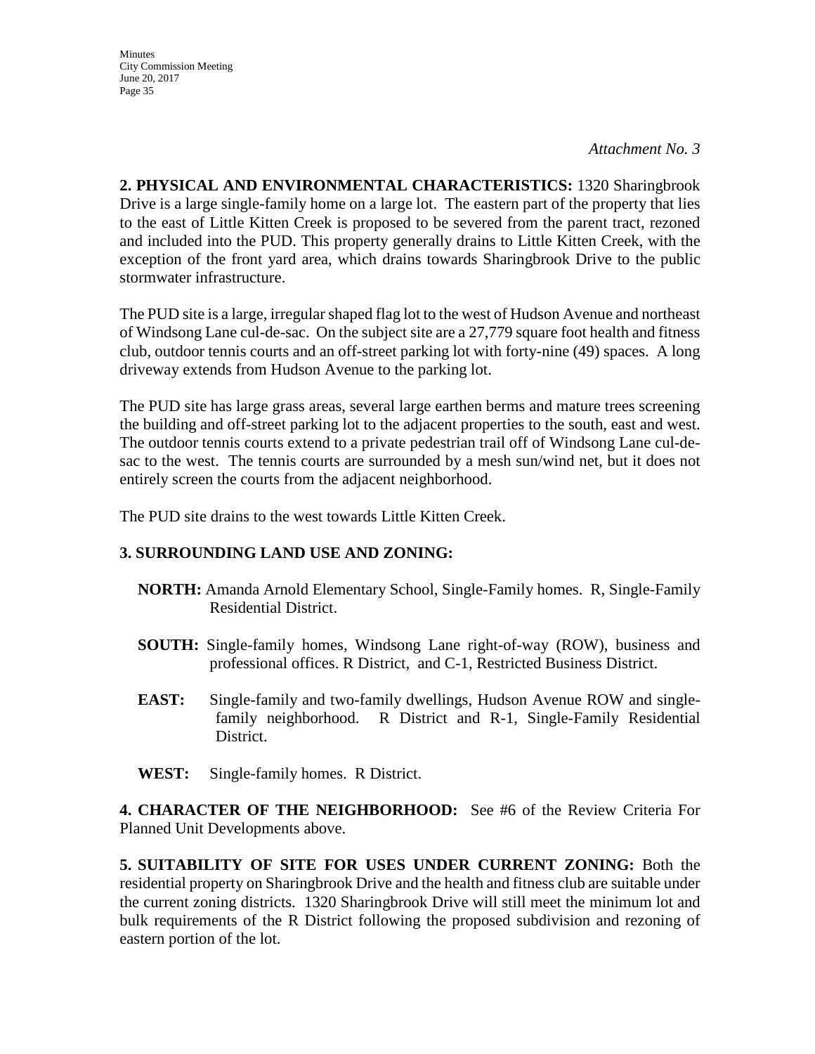*Attachment No. 3*

**2. PHYSICAL AND ENVIRONMENTAL CHARACTERISTICS:** 1320 Sharingbrook Drive is a large single-family home on a large lot. The eastern part of the property that lies to the east of Little Kitten Creek is proposed to be severed from the parent tract, rezoned and included into the PUD. This property generally drains to Little Kitten Creek, with the exception of the front yard area, which drains towards Sharingbrook Drive to the public stormwater infrastructure.

The PUD site is a large, irregular shaped flag lot to the west of Hudson Avenue and northeast of Windsong Lane cul-de-sac. On the subject site are a 27,779 square foot health and fitness club, outdoor tennis courts and an off-street parking lot with forty-nine (49) spaces. A long driveway extends from Hudson Avenue to the parking lot.

The PUD site has large grass areas, several large earthen berms and mature trees screening the building and off-street parking lot to the adjacent properties to the south, east and west. The outdoor tennis courts extend to a private pedestrian trail off of Windsong Lane cul-de-sac to the west. The tennis courts are surrounded by a mesh sun/wind net, but it does not entirely screen the courts from the adjacent neighborhood.

The PUD site drains to the west towards Little Kitten Creek.

**3. SURROUNDING LAND USE AND ZONING:**

**NORTH:** Amanda Arnold Elementary School, Single-Family homes. R, Single-Family Residential District.

**SOUTH:** Single-family homes, Windsong Lane right-of-way (ROW), business and professional offices. R District, and C-1, Restricted Business District.

**EAST:** Single-family and two-family dwellings, Hudson Avenue ROW and single-family neighborhood. R District and R-1, Single-Family Residential District.

**WEST:** Single-family homes. R District.

**4. CHARACTER OF THE NEIGHBORHOOD:** See #6 of the Review Criteria For Planned Unit Developments above.

**5. SUITABILITY OF SITE FOR USES UNDER CURRENT ZONING:** Both the residential property on Sharingbrook Drive and the health and fitness club are suitable under the current zoning districts. 1320 Sharingbrook Drive will still meet the minimum lot and bulk requirements of the R District following the proposed subdivision and rezoning of eastern portion of the lot.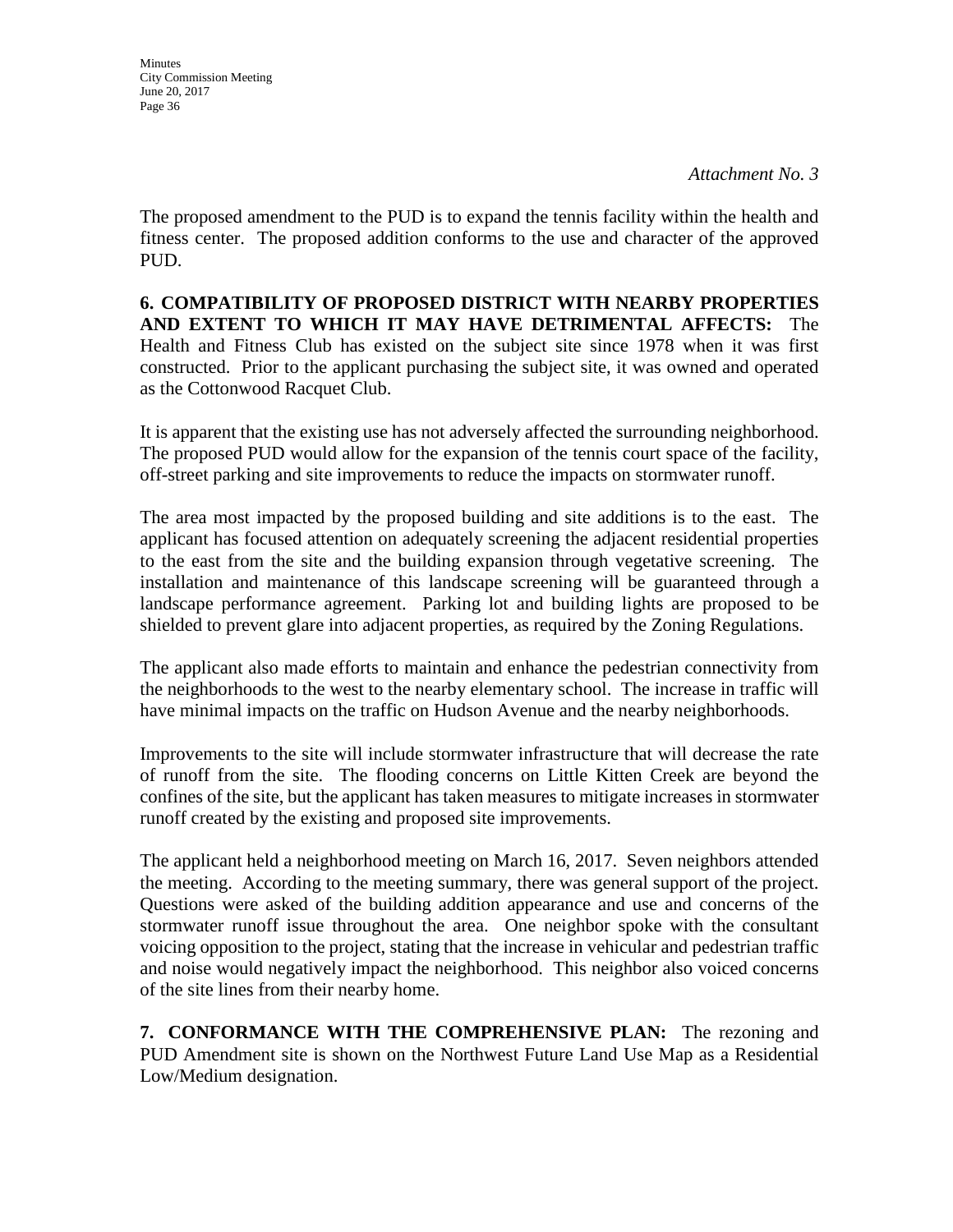*Attachment No. 3*

The proposed amendment to the PUD is to expand the tennis facility within the health and fitness center. The proposed addition conforms to the use and character of the approved PUD.

**6. COMPATIBILITY OF PROPOSED DISTRICT WITH NEARBY PROPERTIES AND EXTENT TO WHICH IT MAY HAVE DETRIMENTAL AFFECTS:** The Health and Fitness Club has existed on the subject site since 1978 when it was first constructed. Prior to the applicant purchasing the subject site, it was owned and operated as the Cottonwood Racquet Club.

It is apparent that the existing use has not adversely affected the surrounding neighborhood. The proposed PUD would allow for the expansion of the tennis court space of the facility, off-street parking and site improvements to reduce the impacts on stormwater runoff.

The area most impacted by the proposed building and site additions is to the east. The applicant has focused attention on adequately screening the adjacent residential properties to the east from the site and the building expansion through vegetative screening. The installation and maintenance of this landscape screening will be guaranteed through a landscape performance agreement. Parking lot and building lights are proposed to be shielded to prevent glare into adjacent properties, as required by the Zoning Regulations.

The applicant also made efforts to maintain and enhance the pedestrian connectivity from the neighborhoods to the west to the nearby elementary school. The increase in traffic will have minimal impacts on the traffic on Hudson Avenue and the nearby neighborhoods.

Improvements to the site will include stormwater infrastructure that will decrease the rate of runoff from the site. The flooding concerns on Little Kitten Creek are beyond the confines of the site, but the applicant has taken measures to mitigate increases in stormwater runoff created by the existing and proposed site improvements.

The applicant held a neighborhood meeting on March 16, 2017. Seven neighbors attended the meeting. According to the meeting summary, there was general support of the project. Questions were asked of the building addition appearance and use and concerns of the stormwater runoff issue throughout the area. One neighbor spoke with the consultant voicing opposition to the project, stating that the increase in vehicular and pedestrian traffic and noise would negatively impact the neighborhood. This neighbor also voiced concerns of the site lines from their nearby home.

**7. CONFORMANCE WITH THE COMPREHENSIVE PLAN:** The rezoning and PUD Amendment site is shown on the Northwest Future Land Use Map as a Residential Low/Medium designation.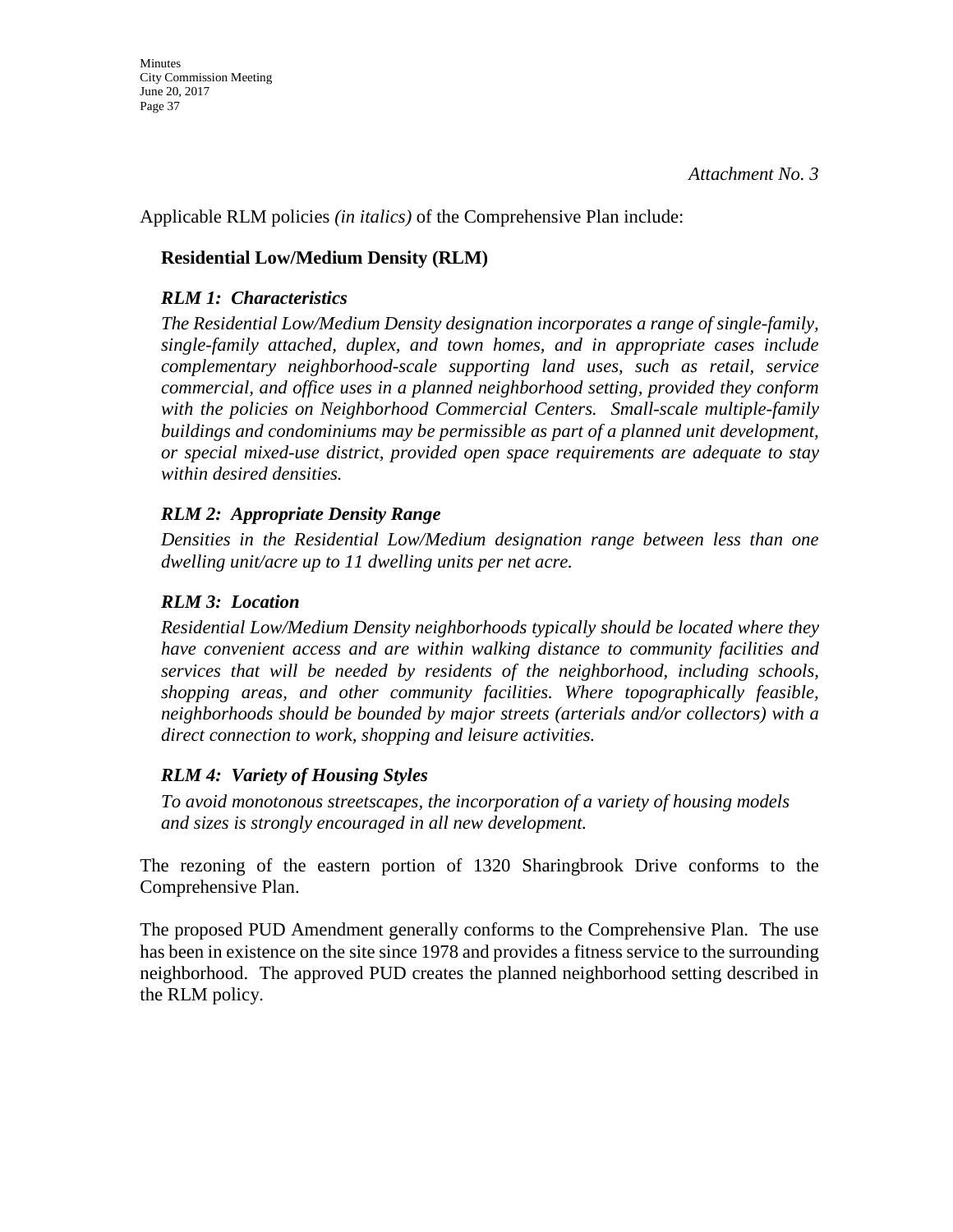*Attachment No. 3*

Applicable RLM policies *(in italics)* of the Comprehensive Plan include:

**Residential Low/Medium Density (RLM)**

***RLM 1: Characteristics***

*The Residential Low/Medium Density designation incorporates a range of single-family, single-family attached, duplex, and town homes, and in appropriate cases include complementary neighborhood-scale supporting land uses, such as retail, service commercial, and office uses in a planned neighborhood setting, provided they conform with the policies on Neighborhood Commercial Centers. Small-scale multiple-family buildings and condominiums may be permissible as part of a planned unit development, or special mixed-use district, provided open space requirements are adequate to stay within desired densities.*

***RLM 2: Appropriate Density Range***

*Densities in the Residential Low/Medium designation range between less than one dwelling unit/acre up to 11 dwelling units per net acre.*

***RLM 3: Location***

*Residential Low/Medium Density neighborhoods typically should be located where they have convenient access and are within walking distance to community facilities and services that will be needed by residents of the neighborhood, including schools, shopping areas, and other community facilities. Where topographically feasible, neighborhoods should be bounded by major streets (arterials and/or collectors) with a direct connection to work, shopping and leisure activities.*

***RLM 4: Variety of Housing Styles***

*To avoid monotonous streetscapes, the incorporation of a variety of housing models and sizes is strongly encouraged in all new development.*

The rezoning of the eastern portion of 1320 Sharingbrook Drive conforms to the Comprehensive Plan.

The proposed PUD Amendment generally conforms to the Comprehensive Plan. The use has been in existence on the site since 1978 and provides a fitness service to the surrounding neighborhood. The approved PUD creates the planned neighborhood setting described in the RLM policy.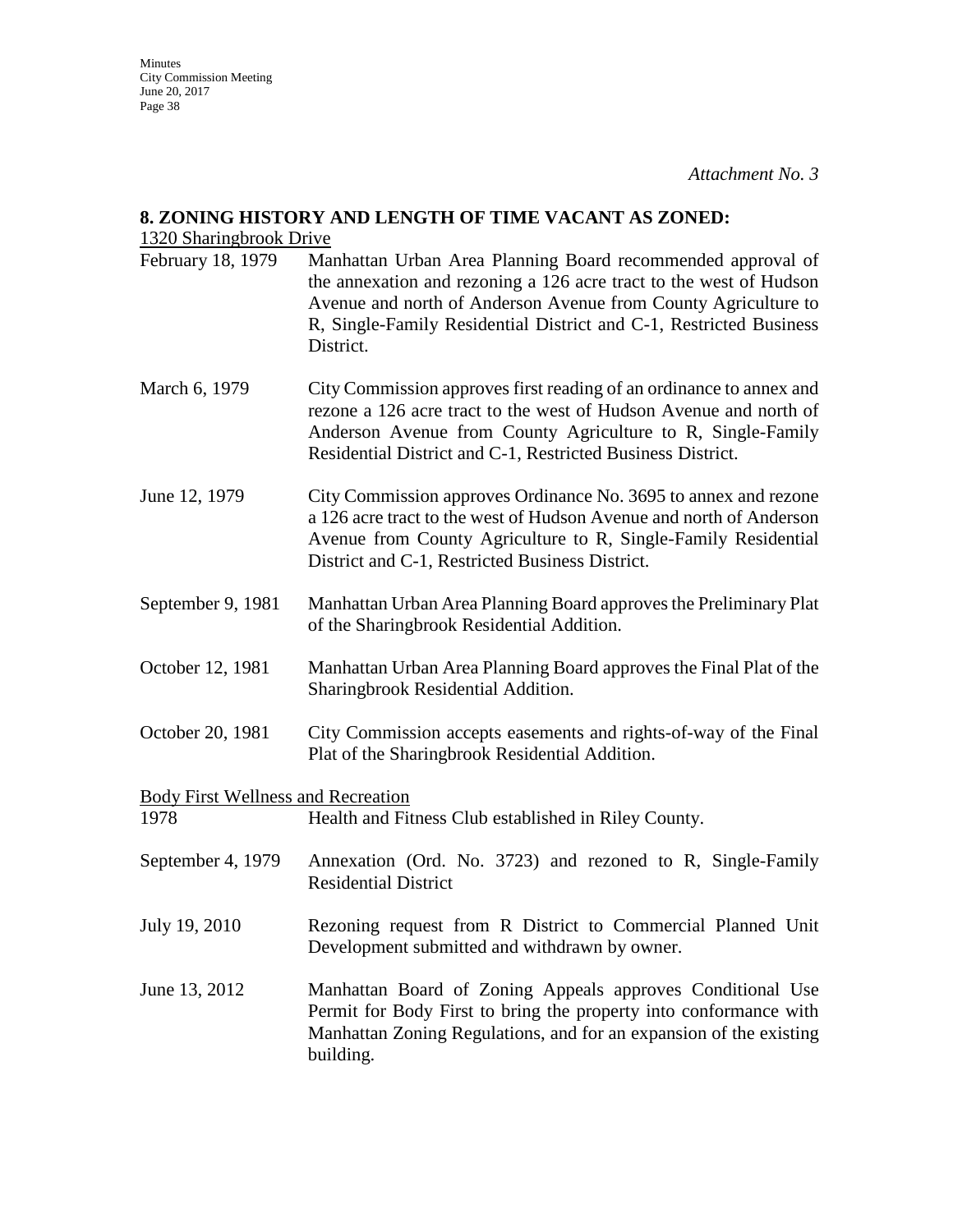*Attachment No. 3*

**8. ZONING HISTORY AND LENGTH OF TIME VACANT AS ZONED:**

1320 Sharingbrook Drive

| | |
|---|---|
| February 18, 1979 | Manhattan Urban Area Planning Board recommended approval of the annexation and rezoning a 126 acre tract to the west of Hudson Avenue and north of Anderson Avenue from County Agriculture to R, Single-Family Residential District and C-1, Restricted Business District. |
| March 6, 1979 | City Commission approves first reading of an ordinance to annex and rezone a 126 acre tract to the west of Hudson Avenue and north of Anderson Avenue from County Agriculture to R, Single-Family Residential District and C-1, Restricted Business District. |
| June 12, 1979 | City Commission approves Ordinance No. 3695 to annex and rezone a 126 acre tract to the west of Hudson Avenue and north of Anderson Avenue from County Agriculture to R, Single-Family Residential District and C-1, Restricted Business District. |
| September 9, 1981 | Manhattan Urban Area Planning Board approves the Preliminary Plat of the Sharingbrook Residential Addition. |
| October 12, 1981 | Manhattan Urban Area Planning Board approves the Final Plat of the Sharingbrook Residential Addition. |
| October 20, 1981 | City Commission accepts easements and rights-of-way of the Final Plat of the Sharingbrook Residential Addition. |

Body First Wellness and Recreation

| | |
|---|---|
| 1978 | Health and Fitness Club established in Riley County. |
| September 4, 1979 | Annexation (Ord. No. 3723) and rezoned to R, Single-Family Residential District |
| July 19, 2010 | Rezoning request from R District to Commercial Planned Unit Development submitted and withdrawn by owner. |
| June 13, 2012 | Manhattan Board of Zoning Appeals approves Conditional Use Permit for Body First to bring the property into conformance with Manhattan Zoning Regulations, and for an expansion of the existing building. |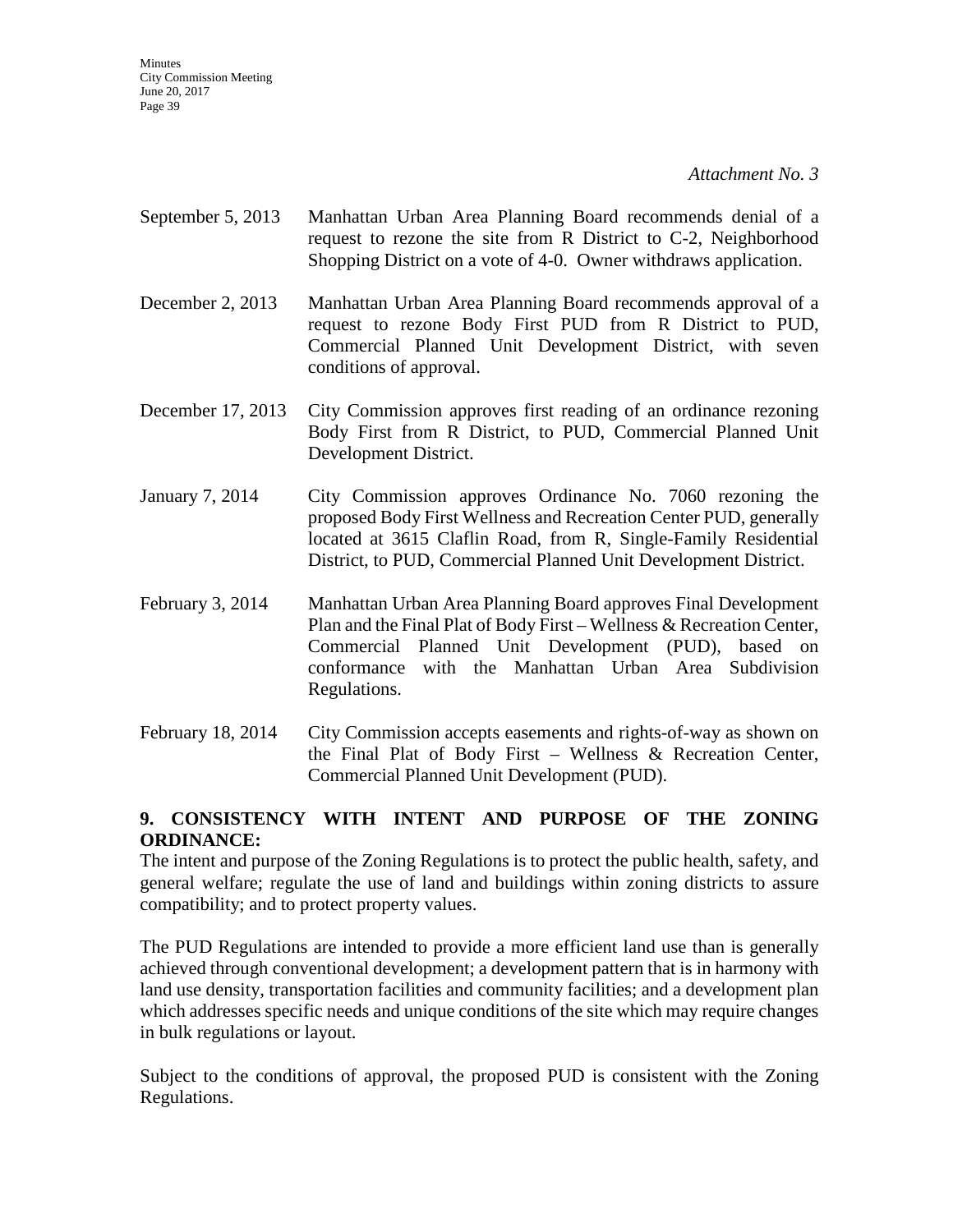*Attachment No. 3*

| | |
|---|---|
| September 5, 2013 | Manhattan Urban Area Planning Board recommends denial of a request to rezone the site from R District to C-2, Neighborhood Shopping District on a vote of 4-0. Owner withdraws application. |
| December 2, 2013 | Manhattan Urban Area Planning Board recommends approval of a request to rezone Body First PUD from R District to PUD, Commercial Planned Unit Development District, with seven conditions of approval. |
| December 17, 2013 | City Commission approves first reading of an ordinance rezoning Body First from R District, to PUD, Commercial Planned Unit Development District. |
| January 7, 2014 | City Commission approves Ordinance No. 7060 rezoning the proposed Body First Wellness and Recreation Center PUD, generally located at 3615 Claflin Road, from R, Single-Family Residential District, to PUD, Commercial Planned Unit Development District. |
| February 3, 2014 | Manhattan Urban Area Planning Board approves Final Development Plan and the Final Plat of Body First – Wellness & Recreation Center, Commercial Planned Unit Development (PUD), based on conformance with the Manhattan Urban Area Subdivision Regulations. |
| February 18, 2014 | City Commission accepts easements and rights-of-way as shown on the Final Plat of Body First – Wellness & Recreation Center, Commercial Planned Unit Development (PUD). |

**9. CONSISTENCY WITH INTENT AND PURPOSE OF THE ZONING ORDINANCE:**

The intent and purpose of the Zoning Regulations is to protect the public health, safety, and general welfare; regulate the use of land and buildings within zoning districts to assure compatibility; and to protect property values.

The PUD Regulations are intended to provide a more efficient land use than is generally achieved through conventional development; a development pattern that is in harmony with land use density, transportation facilities and community facilities; and a development plan which addresses specific needs and unique conditions of the site which may require changes in bulk regulations or layout.

Subject to the conditions of approval, the proposed PUD is consistent with the Zoning Regulations.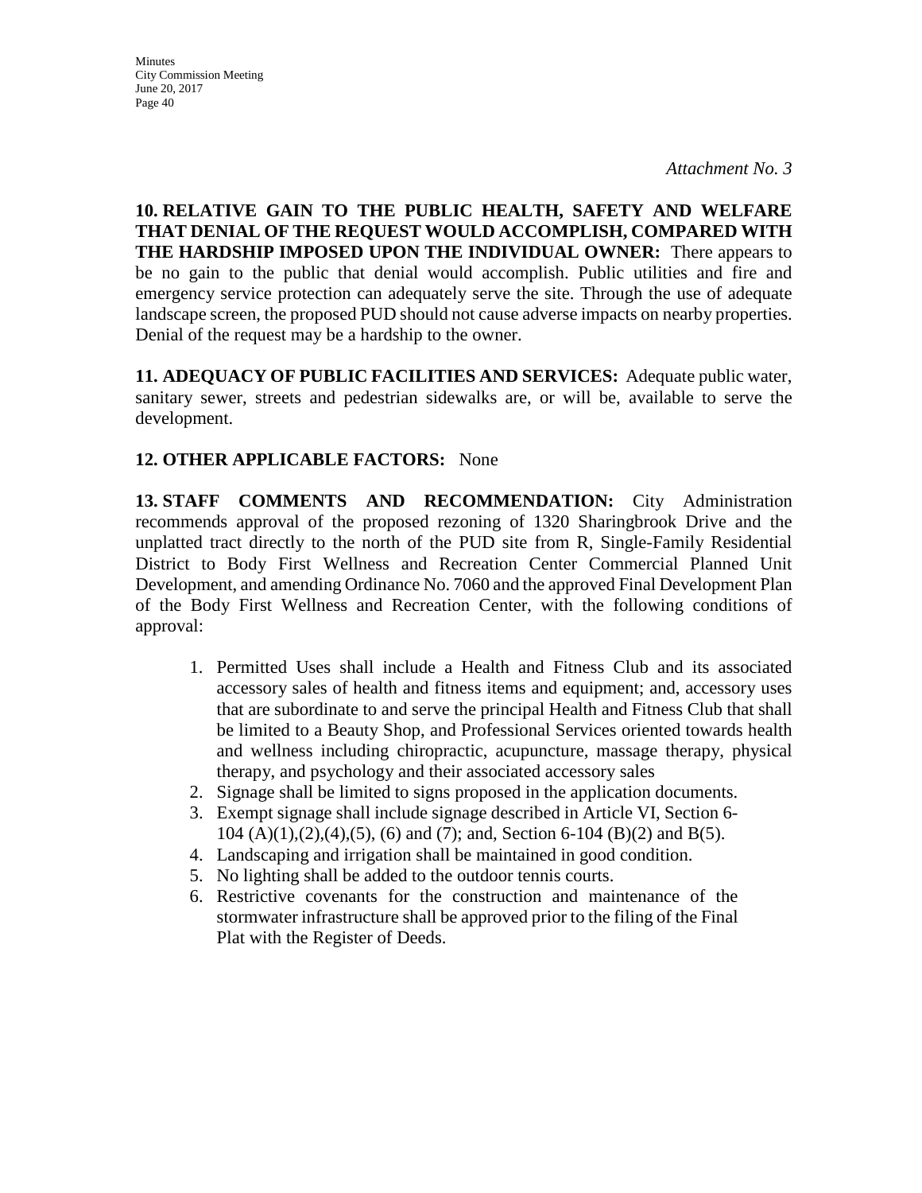*Attachment No. 3*

**10. RELATIVE GAIN TO THE PUBLIC HEALTH, SAFETY AND WELFARE THAT DENIAL OF THE REQUEST WOULD ACCOMPLISH, COMPARED WITH THE HARDSHIP IMPOSED UPON THE INDIVIDUAL OWNER:** There appears to be no gain to the public that denial would accomplish. Public utilities and fire and emergency service protection can adequately serve the site. Through the use of adequate landscape screen, the proposed PUD should not cause adverse impacts on nearby properties. Denial of the request may be a hardship to the owner.

**11. ADEQUACY OF PUBLIC FACILITIES AND SERVICES:** Adequate public water, sanitary sewer, streets and pedestrian sidewalks are, or will be, available to serve the development.

**12. OTHER APPLICABLE FACTORS:** None

**13. STAFF COMMENTS AND RECOMMENDATION:** City Administration recommends approval of the proposed rezoning of 1320 Sharingbrook Drive and the unplatted tract directly to the north of the PUD site from R, Single-Family Residential District to Body First Wellness and Recreation Center Commercial Planned Unit Development, and amending Ordinance No. 7060 and the approved Final Development Plan of the Body First Wellness and Recreation Center, with the following conditions of approval:

1. Permitted Uses shall include a Health and Fitness Club and its associated accessory sales of health and fitness items and equipment; and, accessory uses that are subordinate to and serve the principal Health and Fitness Club that shall be limited to a Beauty Shop, and Professional Services oriented towards health and wellness including chiropractic, acupuncture, massage therapy, physical therapy, and psychology and their associated accessory sales
2. Signage shall be limited to signs proposed in the application documents.
3. Exempt signage shall include signage described in Article VI, Section 6-104 (A)(1),(2),(4),(5), (6) and (7); and, Section 6-104 (B)(2) and B(5).
4. Landscaping and irrigation shall be maintained in good condition.
5. No lighting shall be added to the outdoor tennis courts.
6. Restrictive covenants for the construction and maintenance of the stormwater infrastructure shall be approved prior to the filing of the Final Plat with the Register of Deeds.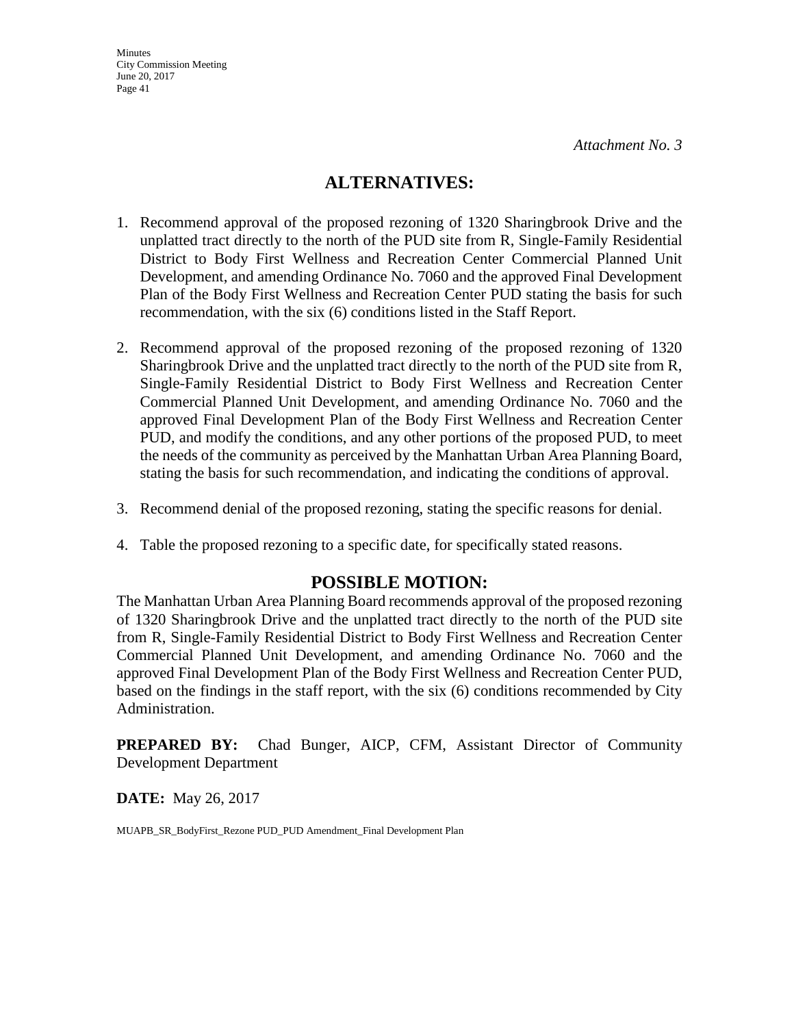*Attachment No. 3*

## ALTERNATIVES:

1. Recommend approval of the proposed rezoning of 1320 Sharingbrook Drive and the unplatted tract directly to the north of the PUD site from R, Single-Family Residential District to Body First Wellness and Recreation Center Commercial Planned Unit Development, and amending Ordinance No. 7060 and the approved Final Development Plan of the Body First Wellness and Recreation Center PUD stating the basis for such recommendation, with the six (6) conditions listed in the Staff Report.

2. Recommend approval of the proposed rezoning of the proposed rezoning of 1320 Sharingbrook Drive and the unplatted tract directly to the north of the PUD site from R, Single-Family Residential District to Body First Wellness and Recreation Center Commercial Planned Unit Development, and amending Ordinance No. 7060 and the approved Final Development Plan of the Body First Wellness and Recreation Center PUD, and modify the conditions, and any other portions of the proposed PUD, to meet the needs of the community as perceived by the Manhattan Urban Area Planning Board, stating the basis for such recommendation, and indicating the conditions of approval.

3. Recommend denial of the proposed rezoning, stating the specific reasons for denial.

4. Table the proposed rezoning to a specific date, for specifically stated reasons.

## POSSIBLE MOTION:

The Manhattan Urban Area Planning Board recommends approval of the proposed rezoning of 1320 Sharingbrook Drive and the unplatted tract directly to the north of the PUD site from R, Single-Family Residential District to Body First Wellness and Recreation Center Commercial Planned Unit Development, and amending Ordinance No. 7060 and the approved Final Development Plan of the Body First Wellness and Recreation Center PUD, based on the findings in the staff report, with the six (6) conditions recommended by City Administration.

**PREPARED BY:** Chad Bunger, AICP, CFM, Assistant Director of Community Development Department

**DATE:** May 26, 2017

MUAPB_SR_BodyFirst_Rezone PUD_PUD Amendment_Final Development Plan